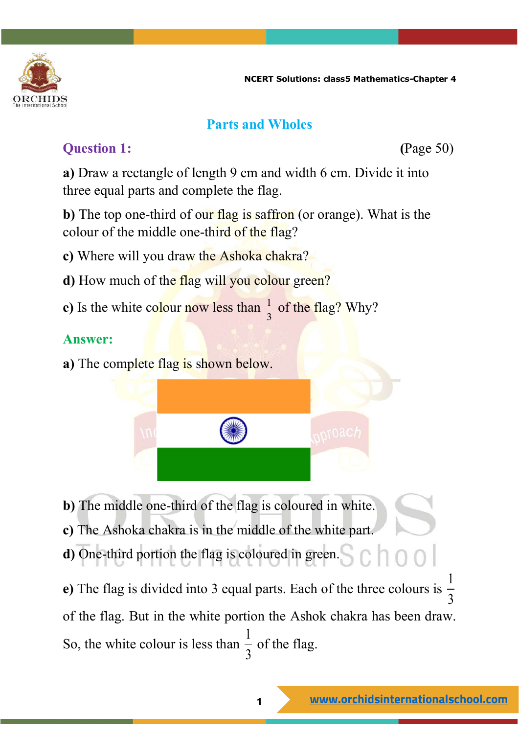# Parts and Wholes

## Question 1: (Page 50)

**a)** Draw a rectangle of length 9 cm and width 6 cm. Divide it into three equal parts and complete the flag.

**b)** The top one-third of our flag is saffron (or orange). What is the colour of the middle one-third of the flag?

**c)** Where will you draw the Ashoka chakra?

**d)** How much of the flag will you colour green?

**e)** Is the white colour now less than $\frac{1}{3}$ of the flag? Why?

## Answer:

**a)** The complete flag is shown below.

**b)** The middle one-third of the flag is coloured in white.

**c)** The Ashoka chakra is in the middle of the white part.

**d)** One-third portion the flag is coloured in green.

**e)** The flag is divided into 3 equal parts. Each of the three colours is $\frac{1}{3}$ of the flag. But in the white portion the Ashok chakra has been draw. So, the white colour is less than $\frac{1}{3}$ of the flag.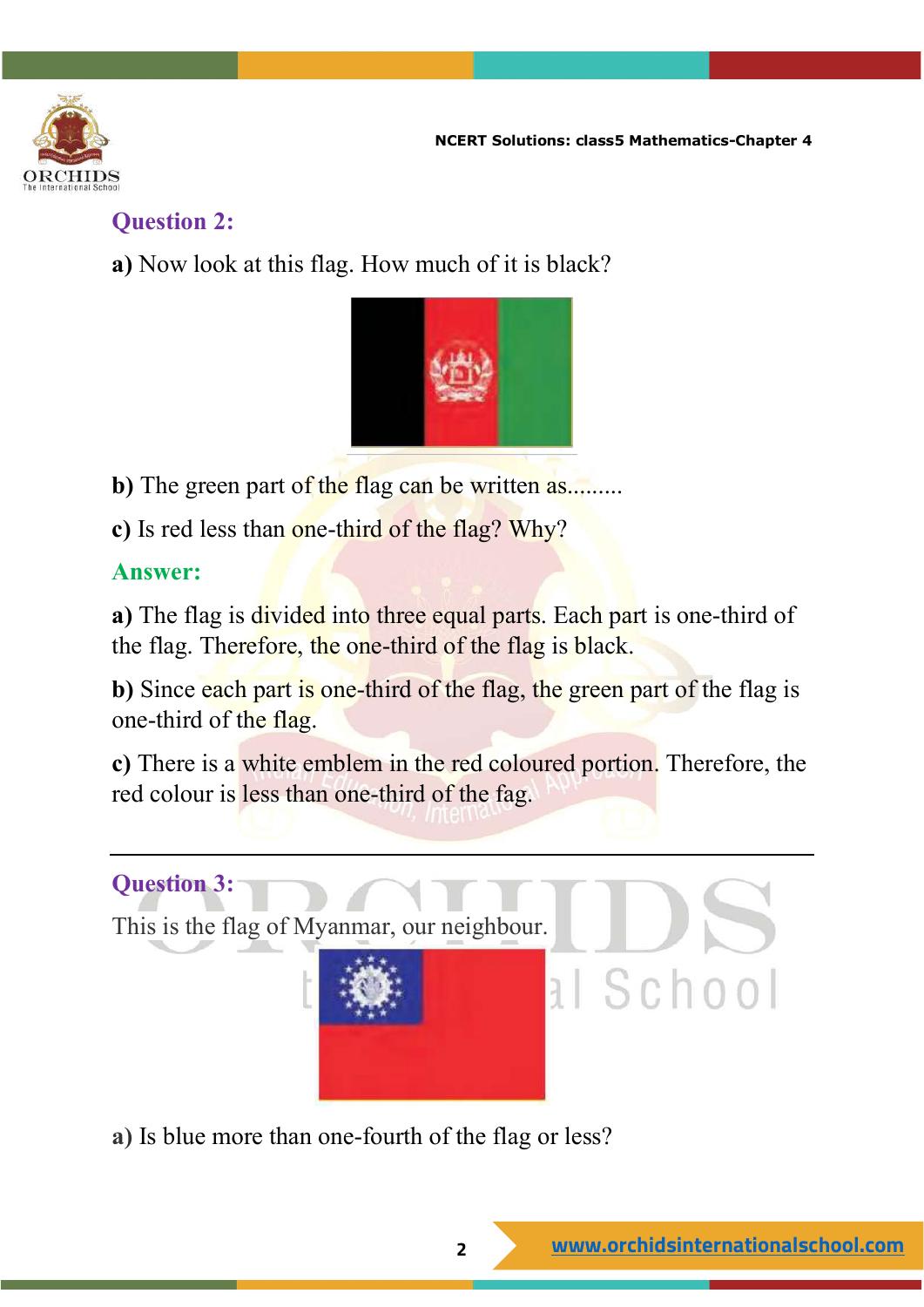## Question 2:

**a)** Now look at this flag. How much of it is black?

**b)** The green part of the flag can be written as.........

**c)** Is red less than one-third of the flag? Why?

**Answer:**

**a)** The flag is divided into three equal parts. Each part is one-third of the flag. Therefore, the one-third of the flag is black.

**b)** Since each part is one-third of the flag, the green part of the flag is one-third of the flag.

**c)** There is a white emblem in the red coloured portion. Therefore, the red colour is less than one-third of the fag.

---

## Question 3:

This is the flag of Myanmar, our neighbour.

**a)** Is blue more than one-fourth of the flag or less?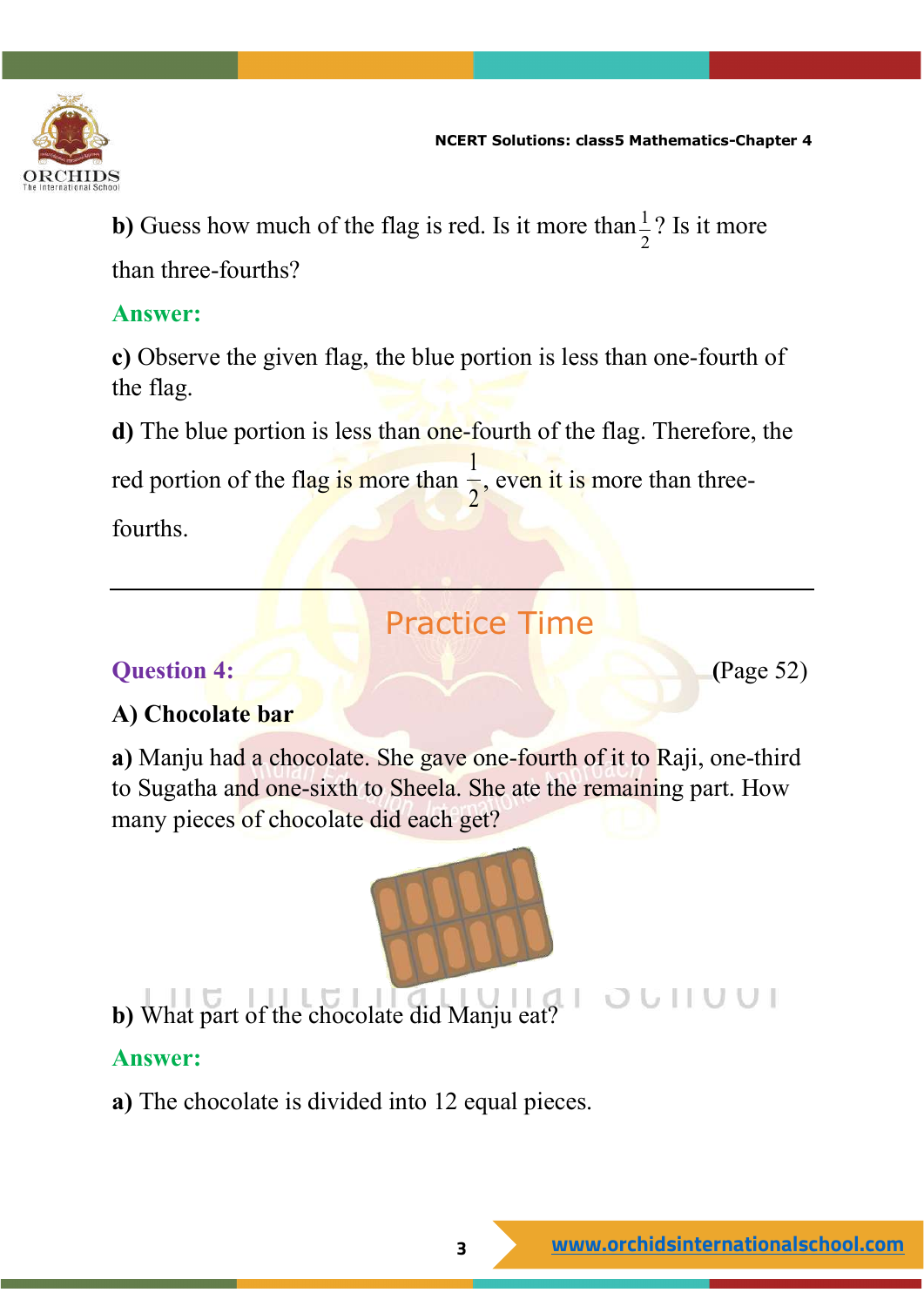**b)** Guess how much of the flag is red. Is it more than $\frac{1}{2}$? Is it more than three-fourths?

**Answer:**

**c)** Observe the given flag, the blue portion is less than one-fourth of the flag.

**d)** The blue portion is less than one-fourth of the flag. Therefore, the red portion of the flag is more than $\frac{1}{2}$, even it is more than three-fourths.

---

## Practice Time

**Question 4:** **(Page 52)**

**A) Chocolate bar**

**a)** Manju had a chocolate. She gave one-fourth of it to Raji, one-third to Sugatha and one-sixth to Sheela. She ate the remaining part. How many pieces of chocolate did each get?

**b)** What part of the chocolate did Manju eat?

**Answer:**

**a)** The chocolate is divided into 12 equal pieces.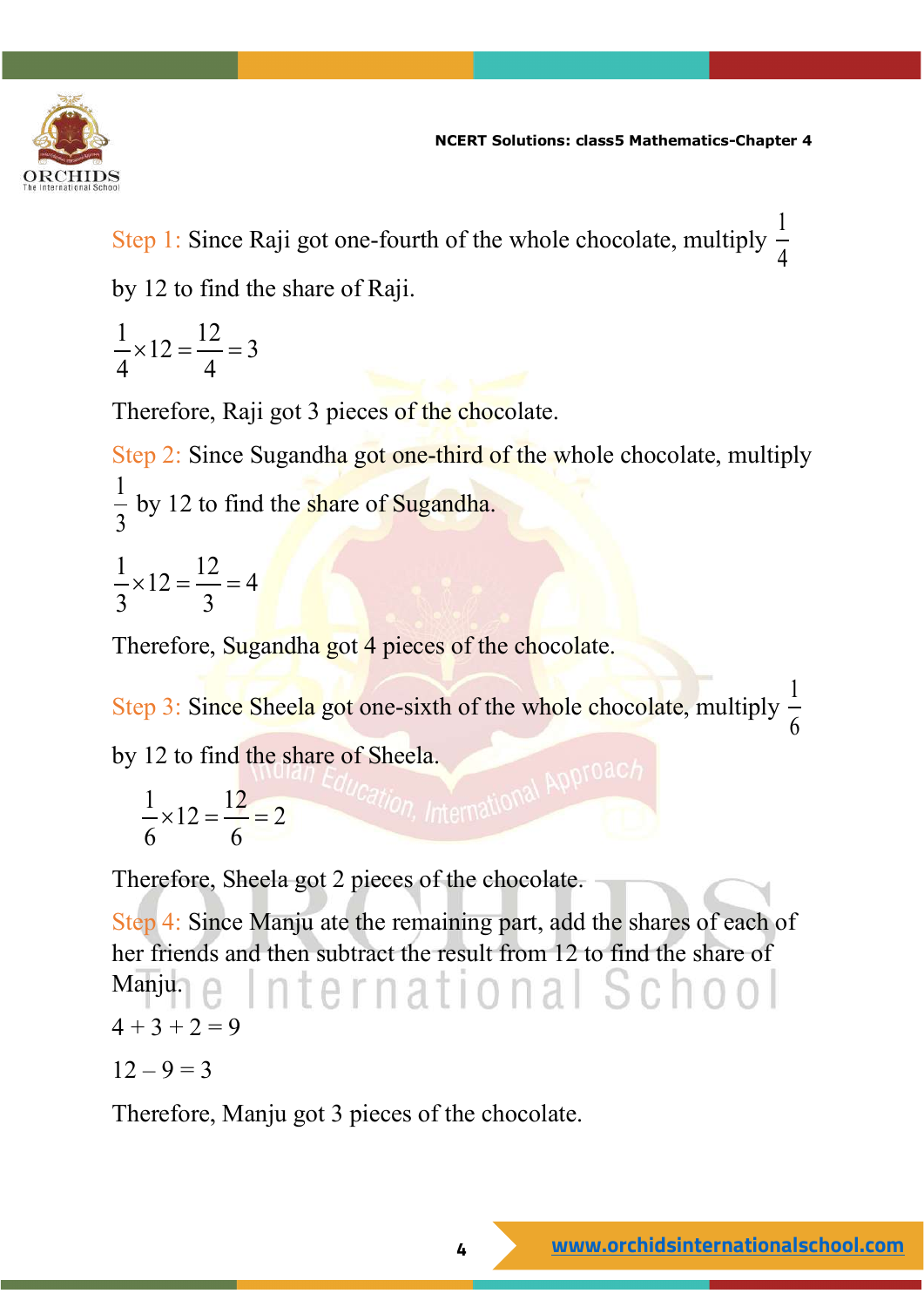Step 1: Since Raji got one-fourth of the whole chocolate, multiply $\frac{1}{4}$ by 12 to find the share of Raji.

$$\frac{1}{4}\times 12=\frac{12}{4}=3$$

Therefore, Raji got 3 pieces of the chocolate.

Step 2: Since Sugandha got one-third of the whole chocolate, multiply $\frac{1}{3}$ by 12 to find the share of Sugandha.

$$\frac{1}{3}\times 12=\frac{12}{3}=4$$

Therefore, Sugandha got 4 pieces of the chocolate.

Step 3: Since Sheela got one-sixth of the whole chocolate, multiply $\frac{1}{6}$ by 12 to find the share of Sheela.

$$\frac{1}{6}\times 12=\frac{12}{6}=2$$

Therefore, Sheela got 2 pieces of the chocolate.

Step 4: Since Manju ate the remaining part, add the shares of each of her friends and then subtract the result from 12 to find the share of Manju.

$$4+3+2=9$$

$$12-9=3$$

Therefore, Manju got 3 pieces of the chocolate.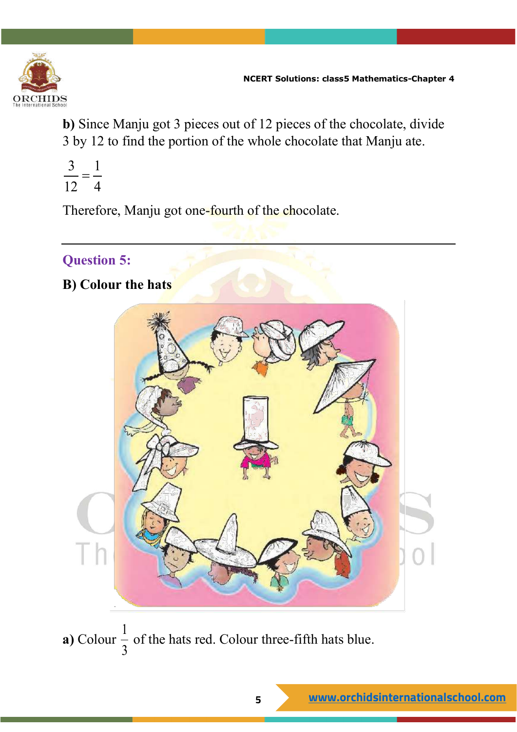**b)** Since Manju got 3 pieces out of 12 pieces of the chocolate, divide 3 by 12 to find the portion of the whole chocolate that Manju ate.

$$\frac{3}{12} = \frac{1}{4}$$

Therefore, Manju got one-fourth of the chocolate.

---

## Question 5:

**B) Colour the hats**

**a)** Colour $\frac{1}{3}$ of the hats red. Colour three-fifth hats blue.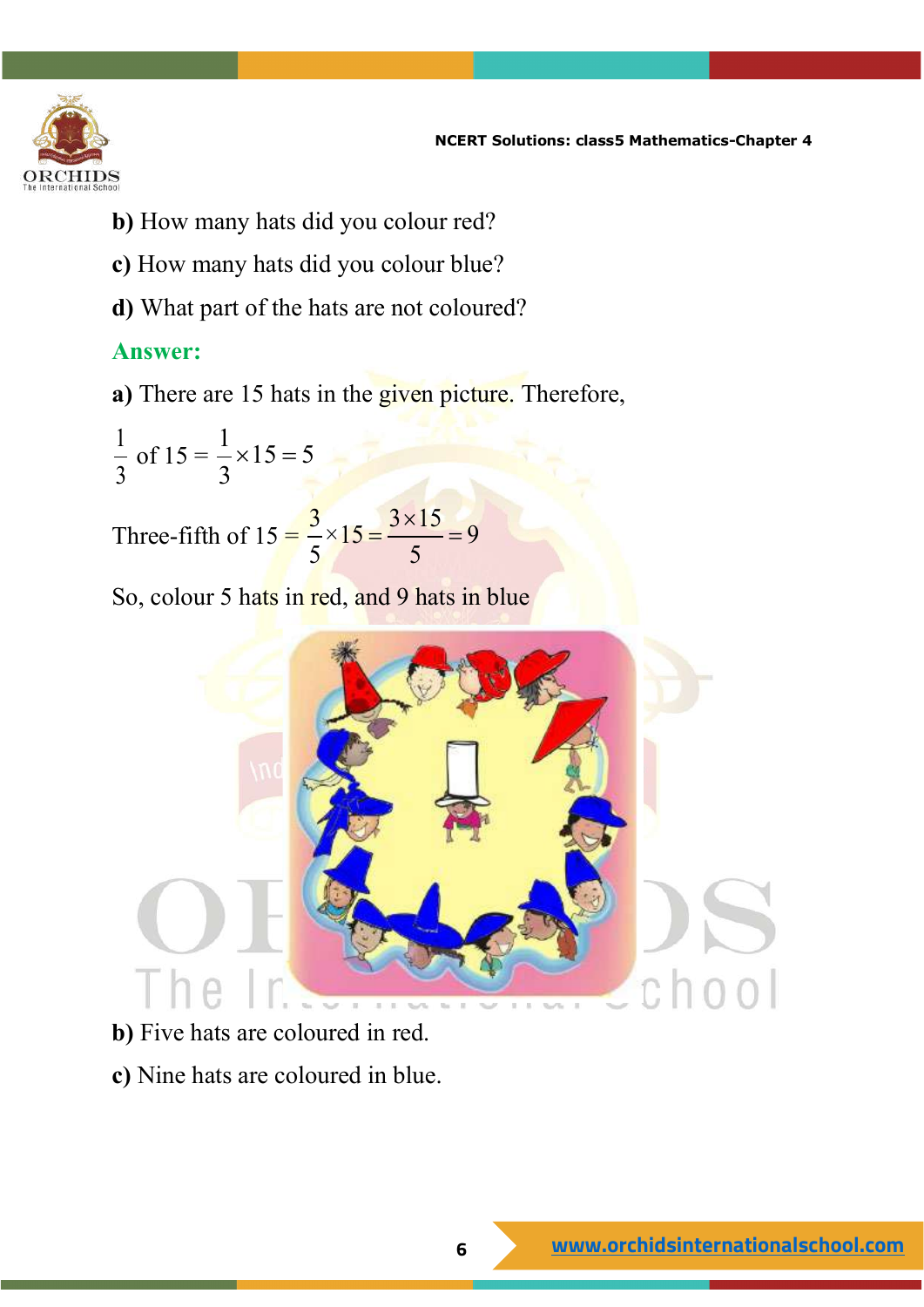**b)** How many hats did you colour red?

**c)** How many hats did you colour blue?

**d)** What part of the hats are not coloured?

**Answer:**

**a)** There are 15 hats in the given picture. Therefore,

$$\frac{1}{3} \text{ of } 15 = \frac{1}{3} \times 15 = 5$$

$$\text{Three-fifth of } 15 = \frac{3}{5} \times 15 = \frac{3 \times 15}{5} = 9$$

So, colour 5 hats in red, and 9 hats in blue

**b)** Five hats are coloured in red.

**c)** Nine hats are coloured in blue.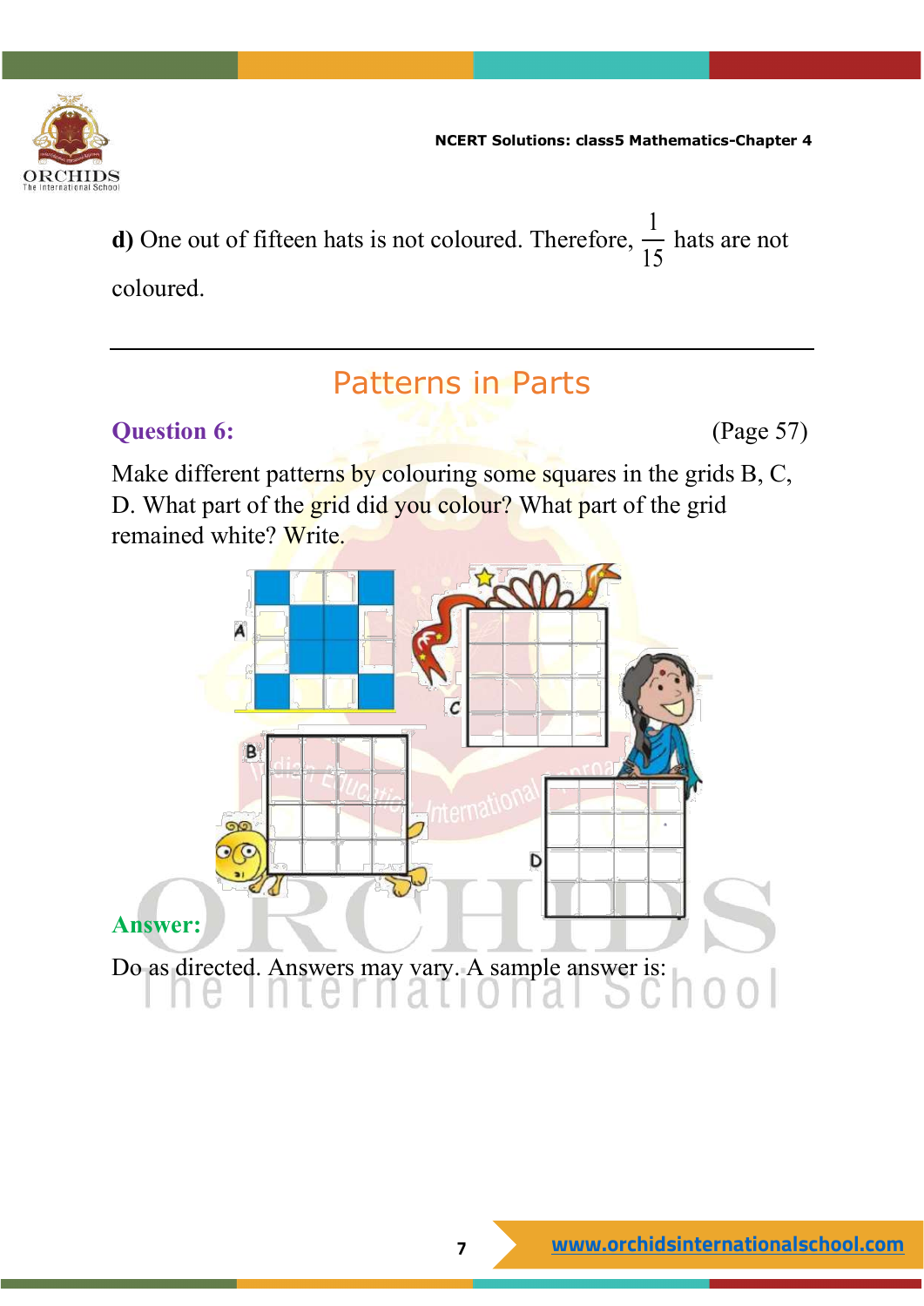**d)** One out of fifteen hats is not coloured. Therefore, $\frac{1}{15}$ hats are not coloured.

---

## Patterns in Parts

**Question 6:** (Page 57)

Make different patterns by colouring some squares in the grids B, C, D. What part of the grid did you colour? What part of the grid remained white? Write.

**Answer:**

Do as directed. Answers may vary. A sample answer is: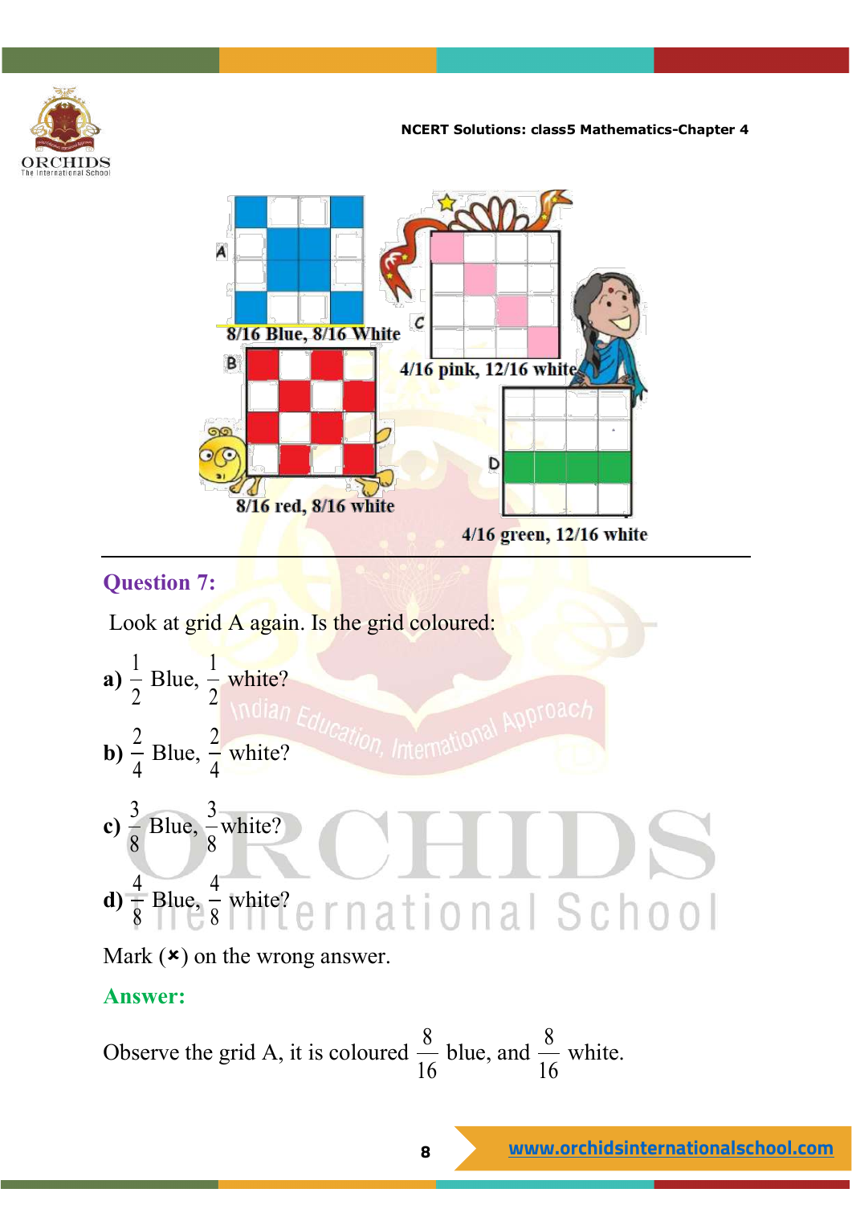A

8/16 Blue, 8/16 White

C

4/16 pink, 12/16 white

B

8/16 red, 8/16 white

D

4/16 green, 12/16 white

---

**Question 7:**

Look at grid A again. Is the grid coloured:

**a)** $\frac{1}{2}$ Blue, $\frac{1}{2}$ white?

**b)** $\frac{2}{4}$ Blue, $\frac{2}{4}$ white?

**c)** $\frac{3}{8}$ Blue, $\frac{3}{8}$ white?

**d)** $\frac{4}{8}$ Blue, $\frac{4}{8}$ white?

Mark (×) on the wrong answer.

**Answer:**

Observe the grid A, it is coloured $\frac{8}{16}$ blue, and $\frac{8}{16}$ white.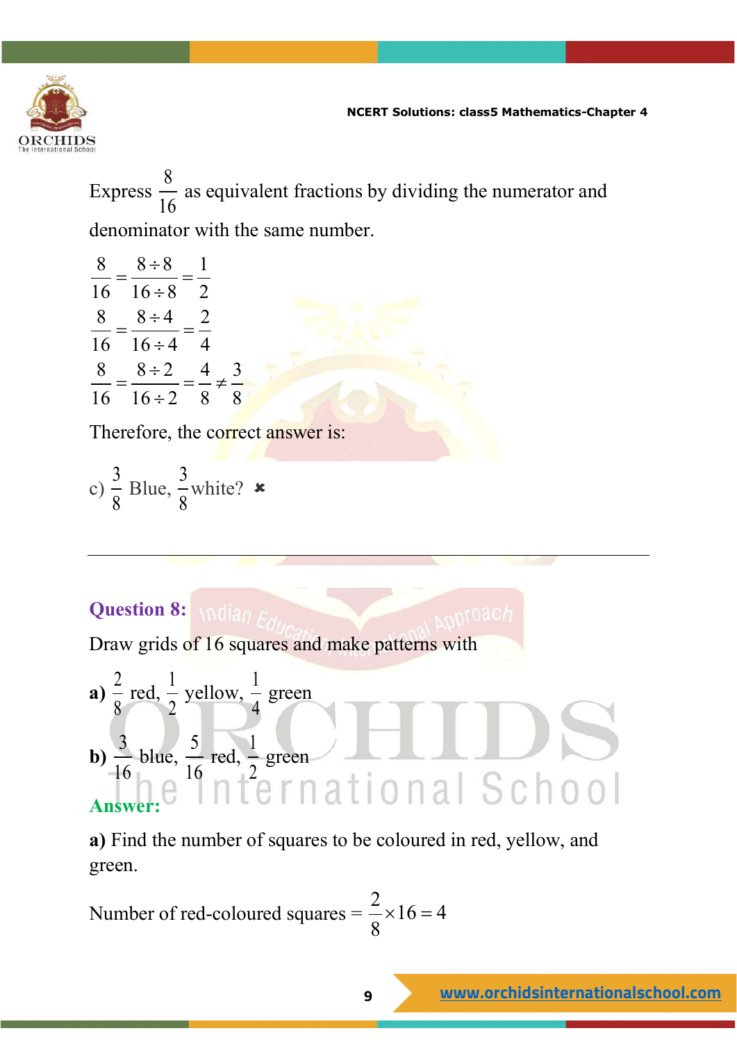Express $\frac{8}{16}$ as equivalent fractions by dividing the numerator and denominator with the same number.

$$\frac{8}{16} = \frac{8 \div 8}{16 \div 8} = \frac{1}{2}$$

$$\frac{8}{16} = \frac{8 \div 4}{16 \div 4} = \frac{2}{4}$$

$$\frac{8}{16} = \frac{8 \div 2}{16 \div 2} = \frac{4}{8} \neq \frac{3}{8}$$

Therefore, the correct answer is:

c) $\frac{3}{8}$ Blue, $\frac{3}{8}$ white? ✖

---

**Question 8:**

Draw grids of 16 squares and make patterns with

**a)** $\frac{2}{8}$ red, $\frac{1}{2}$ yellow, $\frac{1}{4}$ green

**b)** $\frac{3}{16}$ blue, $\frac{5}{16}$ red, $\frac{1}{2}$ green

**Answer:**

**a)** Find the number of squares to be coloured in red, yellow, and green.

Number of red-coloured squares = $\frac{2}{8} \times 16 = 4$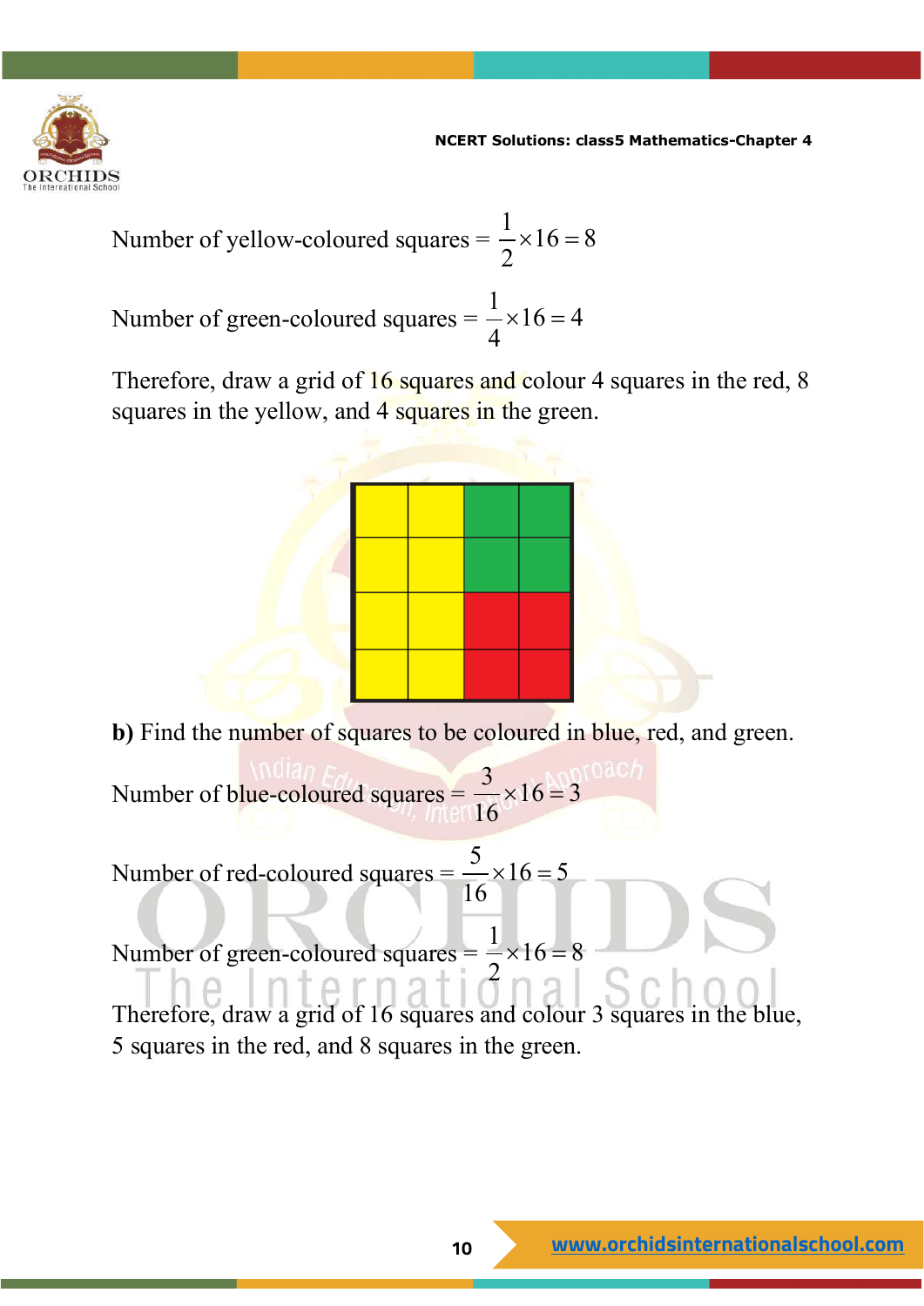Number of yellow-coloured squares = $\frac{1}{2} \times 16 = 8$

Number of green-coloured squares = $\frac{1}{4} \times 16 = 4$

Therefore, draw a grid of 16 squares and colour 4 squares in the red, 8 squares in the yellow, and 4 squares in the green.

**b)** Find the number of squares to be coloured in blue, red, and green.

Number of blue-coloured squares = $\frac{3}{16} \times 16 = 3$

Number of red-coloured squares = $\frac{5}{16} \times 16 = 5$

Number of green-coloured squares = $\frac{1}{2} \times 16 = 8$

Therefore, draw a grid of 16 squares and colour 3 squares in the blue, 5 squares in the red, and 8 squares in the green.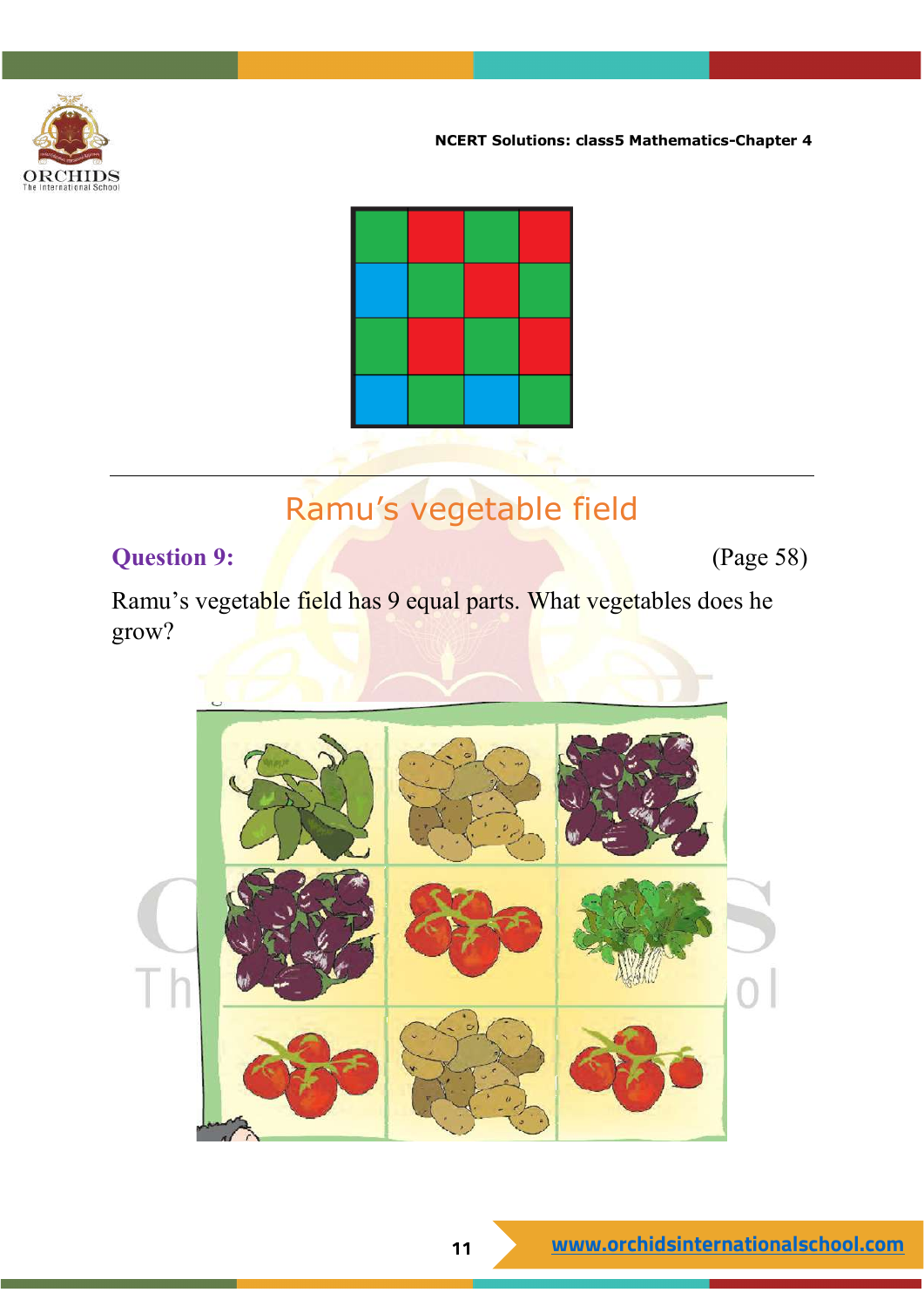## Ramu's vegetable field

**Question 9:** (Page 58)

Ramu's vegetable field has 9 equal parts. What vegetables does he grow?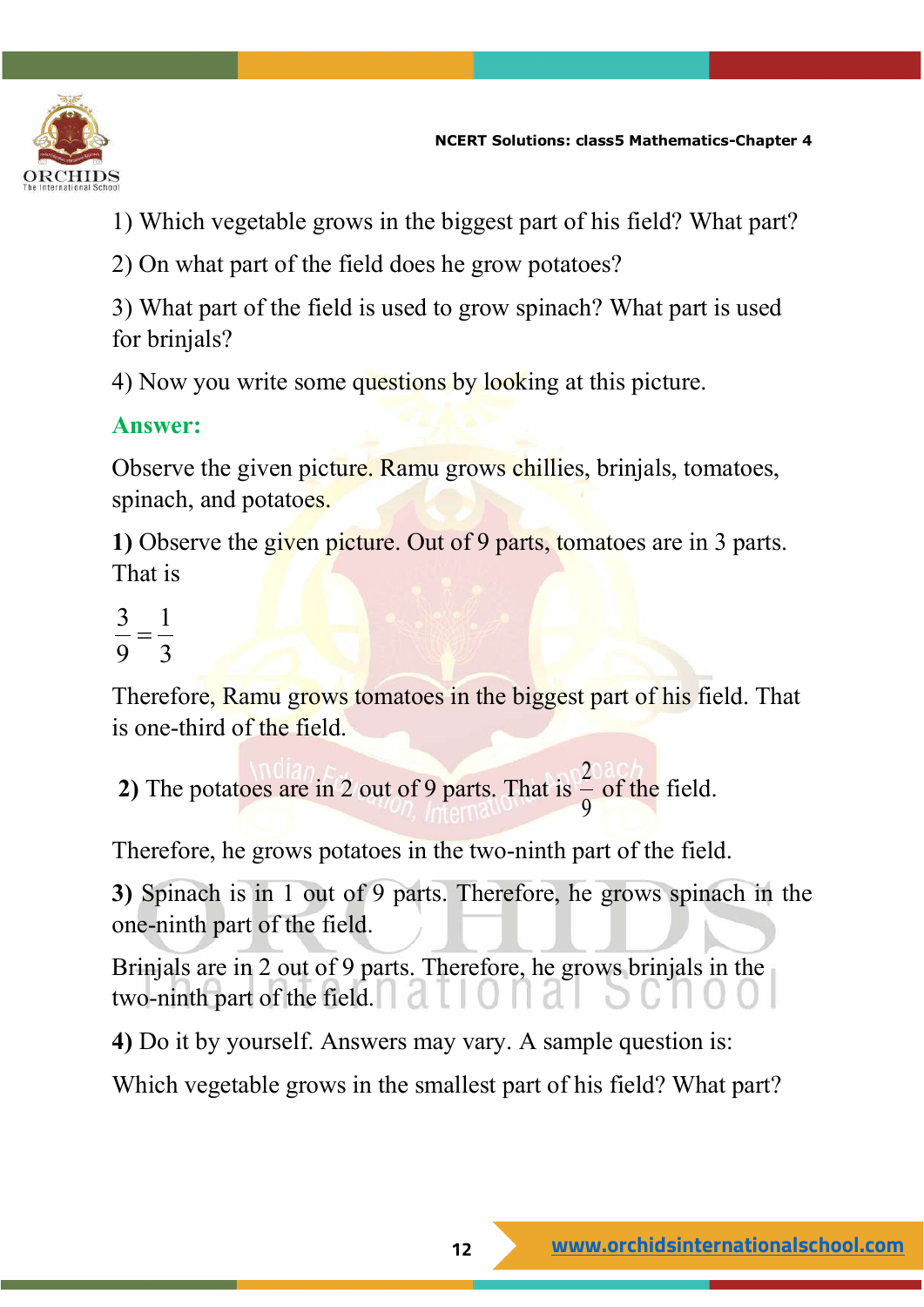1) Which vegetable grows in the biggest part of his field? What part?

2) On what part of the field does he grow potatoes?

3) What part of the field is used to grow spinach? What part is used for brinjals?

4) Now you write some questions by looking at this picture.

**Answer:**

Observe the given picture. Ramu grows chillies, brinjals, tomatoes, spinach, and potatoes.

**1)** Observe the given picture. Out of 9 parts, tomatoes are in 3 parts. That is

$$\frac{3}{9} = \frac{1}{3}$$

Therefore, Ramu grows tomatoes in the biggest part of his field. That is one-third of the field.

**2)** The potatoes are in 2 out of 9 parts. That is $\frac{2}{9}$ of the field.

Therefore, he grows potatoes in the two-ninth part of the field.

**3)** Spinach is in 1 out of 9 parts. Therefore, he grows spinach in the one-ninth part of the field.

Brinjals are in 2 out of 9 parts. Therefore, he grows brinjals in the two-ninth part of the field.

**4)** Do it by yourself. Answers may vary. A sample question is:

Which vegetable grows in the smallest part of his field? What part?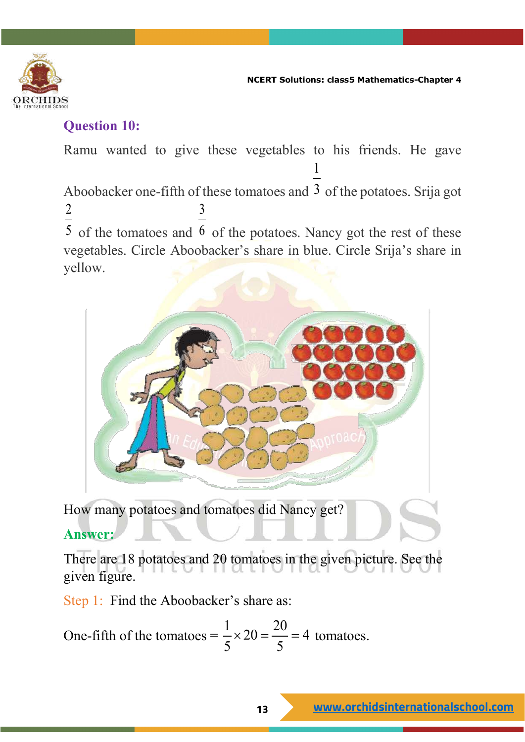## Question 10:

Ramu wanted to give these vegetables to his friends. He gave Aboobacker one-fifth of these tomatoes and $\frac{1}{3}$ of the potatoes. Srija got $\frac{2}{5}$ of the tomatoes and $\frac{3}{6}$ of the potatoes. Nancy got the rest of these vegetables. Circle Aboobacker's share in blue. Circle Srija's share in yellow.

How many potatoes and tomatoes did Nancy get?

**Answer:**

There are 18 potatoes and 20 tomatoes in the given picture. See the given figure.

Step 1: Find the Aboobacker's share as:

One-fifth of the tomatoes $= \frac{1}{5} \times 20 = \frac{20}{5} = 4$ tomatoes.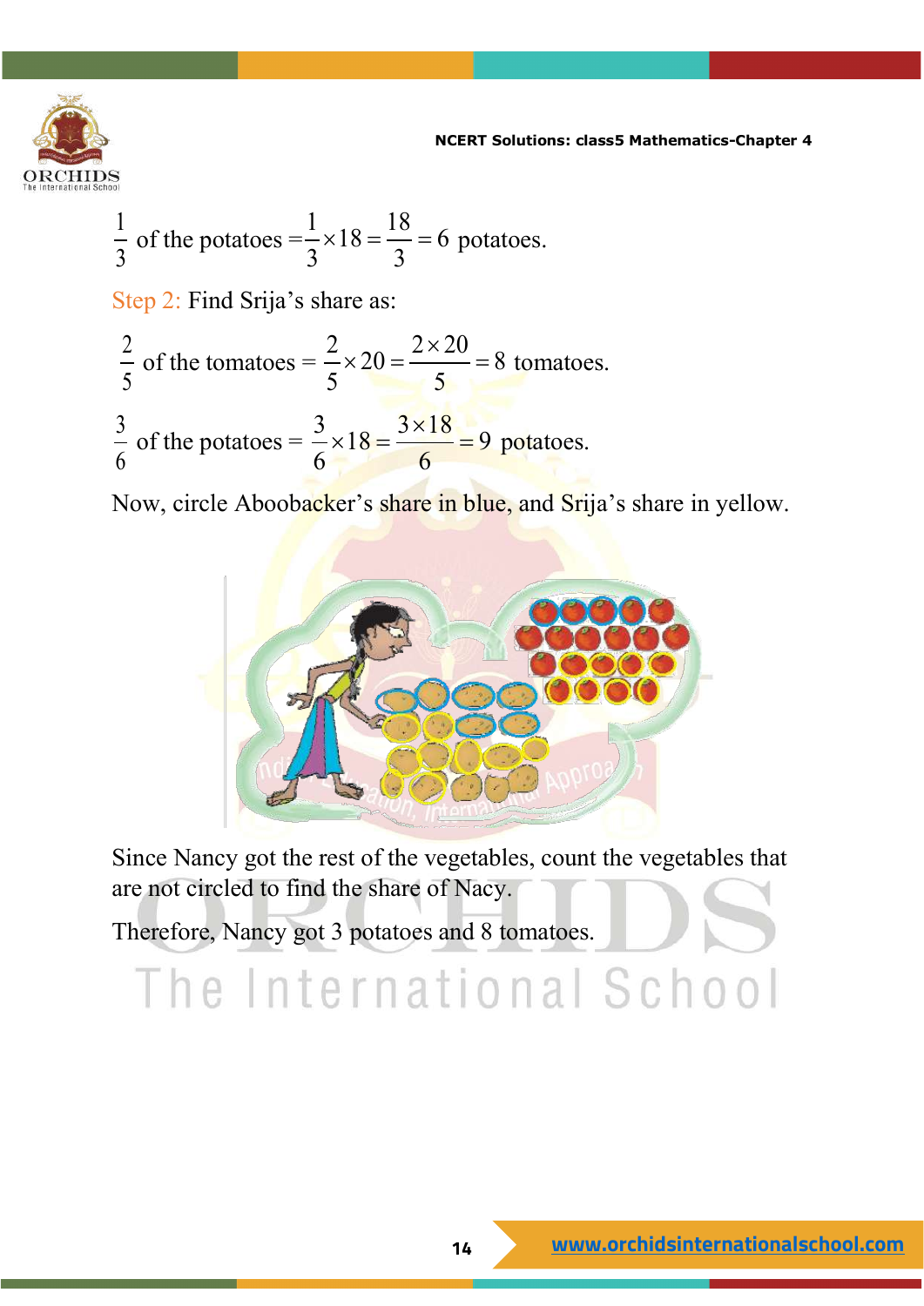$\frac{1}{3}$ of the potatoes $=\frac{1}{3}\times 18=\frac{18}{3}=6$ potatoes.

Step 2: Find Srija's share as:

$\frac{2}{5}$ of the tomatoes $=\frac{2}{5}\times 20=\frac{2\times 20}{5}=8$ tomatoes.

$\frac{3}{6}$ of the potatoes $=\frac{3}{6}\times 18=\frac{3\times 18}{6}=9$ potatoes.

Now, circle Aboobacker's share in blue, and Srija's share in yellow.

Since Nancy got the rest of the vegetables, count the vegetables that are not circled to find the share of Nacy.

Therefore, Nancy got 3 potatoes and 8 tomatoes.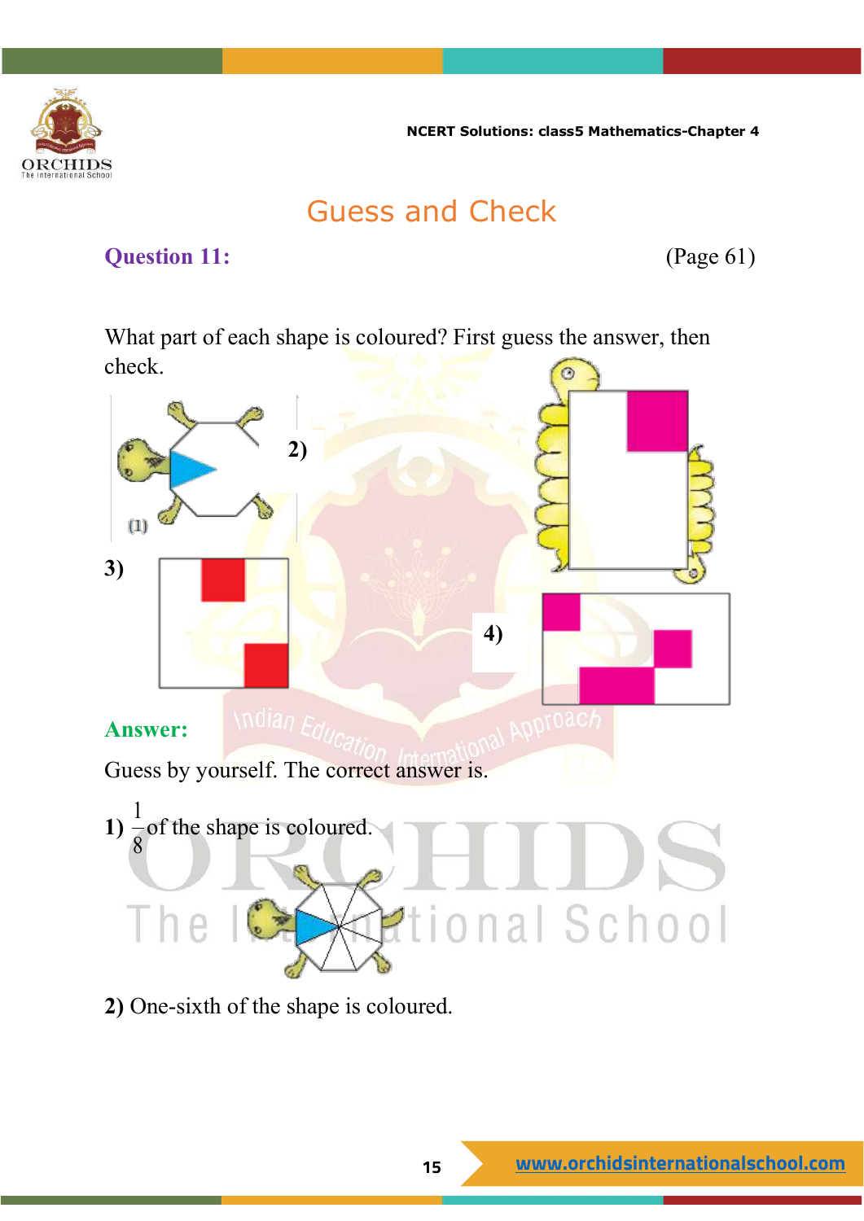## Guess and Check

**Question 11:** (Page 61)

What part of each shape is coloured? First guess the answer, then check.

(1)

2)

3)

4)

**Answer:**

Guess by yourself. The correct answer is.

**1)** $\frac{1}{8}$ of the shape is coloured.

**2)** One-sixth of the shape is coloured.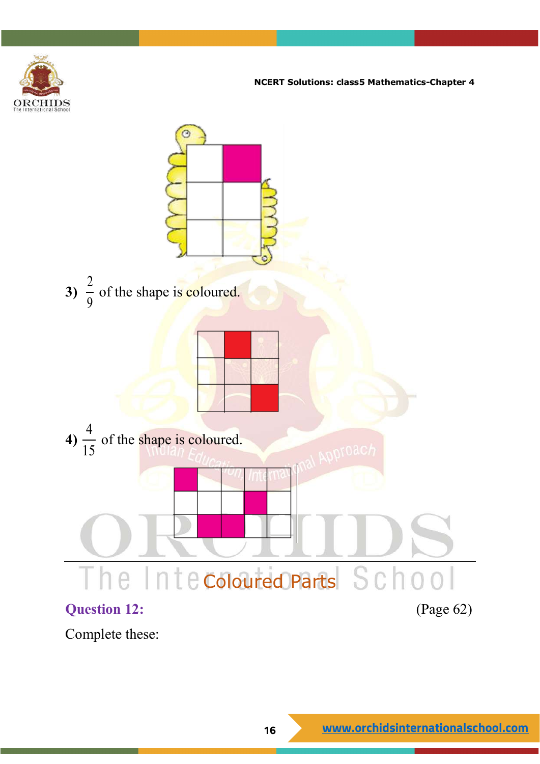3) $\frac{2}{9}$ of the shape is coloured.

4) $\frac{4}{15}$ of the shape is coloured.

## Coloured Parts

**Question 12:** (Page 62)

Complete these: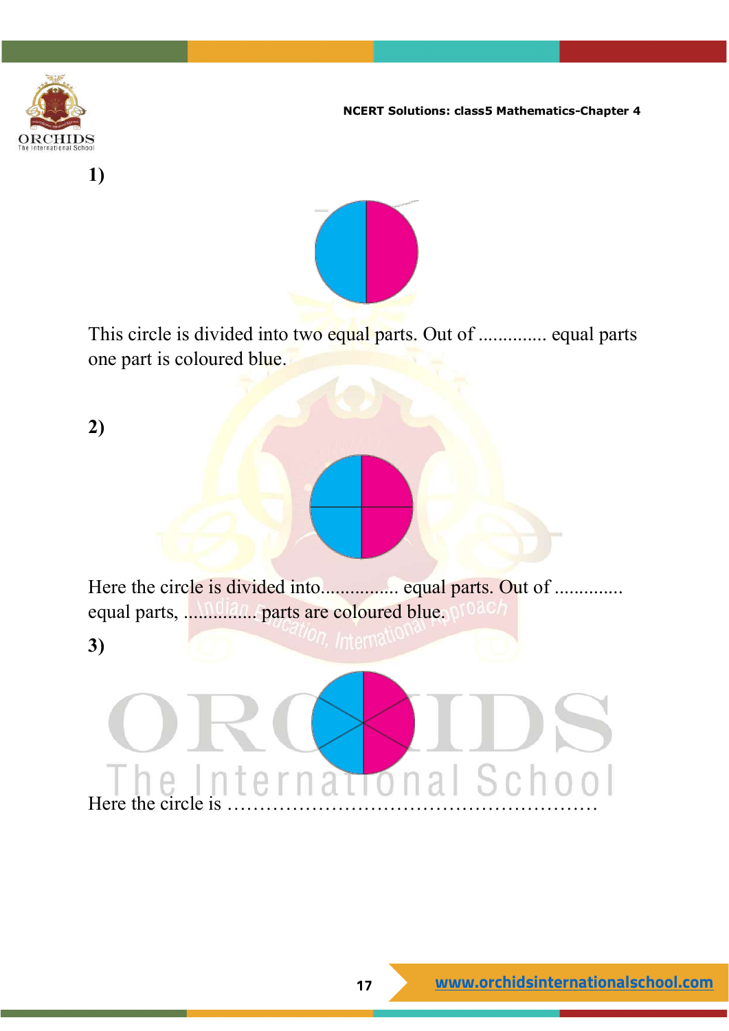**1)**

This circle is divided into two equal parts. Out of .............. equal parts one part is coloured blue.

**2)**

Here the circle is divided into................ equal parts. Out of .............. equal parts, ............... parts are coloured blue.

**3)**

Here the circle is …………………………………………………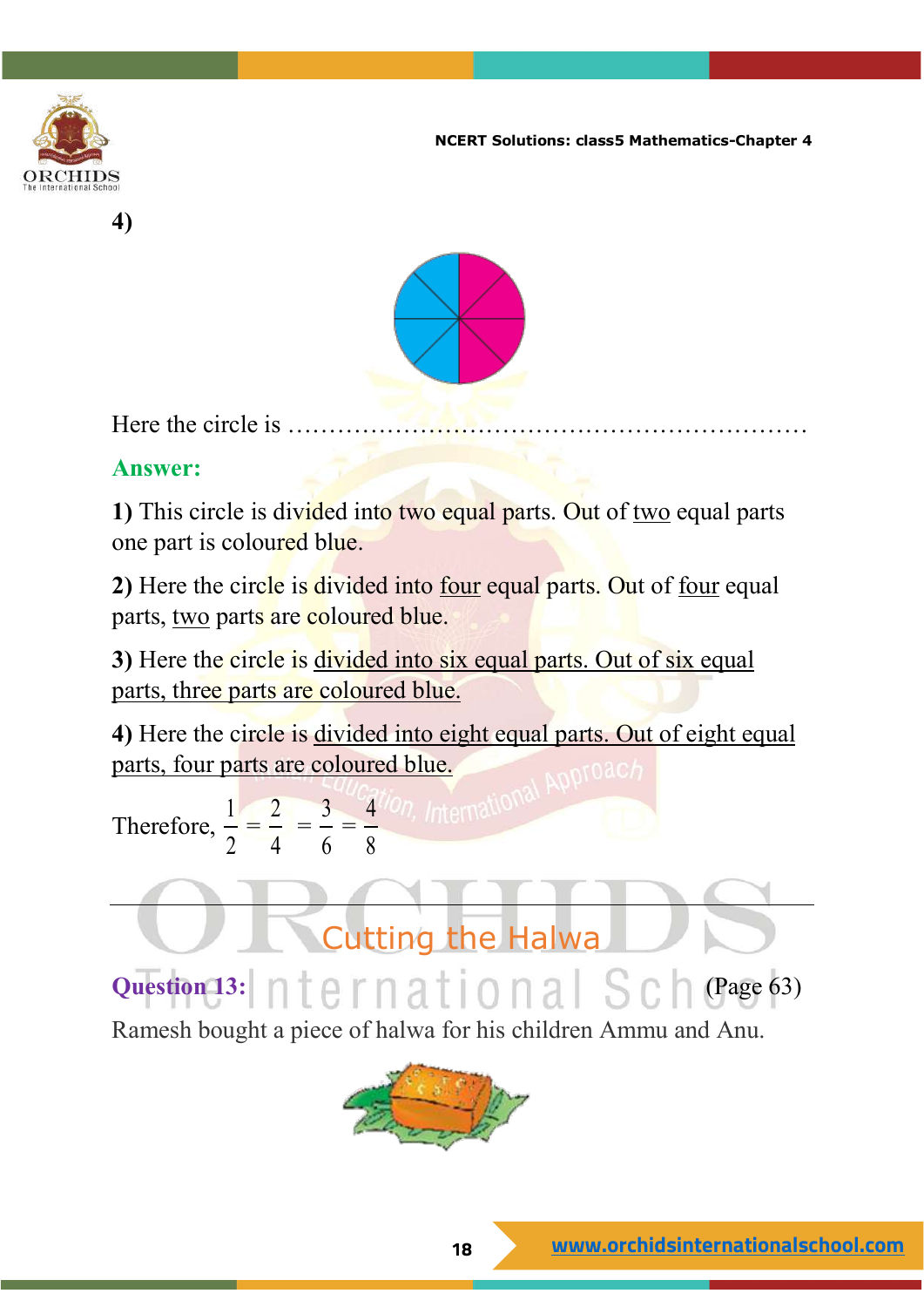4)

Here the circle is ……………………………………………………

**Answer:**

**1)** This circle is divided into two equal parts. Out of <u>two</u> equal parts one part is coloured blue.

**2)** Here the circle is divided into <u>four</u> equal parts. Out of <u>four</u> equal parts, <u>two</u> parts are coloured blue.

**3)** Here the circle is <u>divided into six equal parts. Out of six equal parts, three parts are coloured blue.</u>

**4)** Here the circle is <u>divided into eight equal parts. Out of eight equal parts, four parts are coloured blue.</u>

Therefore, $\frac{1}{2} = \frac{2}{4} = \frac{3}{6} = \frac{4}{8}$

---

## Cutting the Halwa

**Question 13:** (Page 63)

Ramesh bought a piece of halwa for his children Ammu and Anu.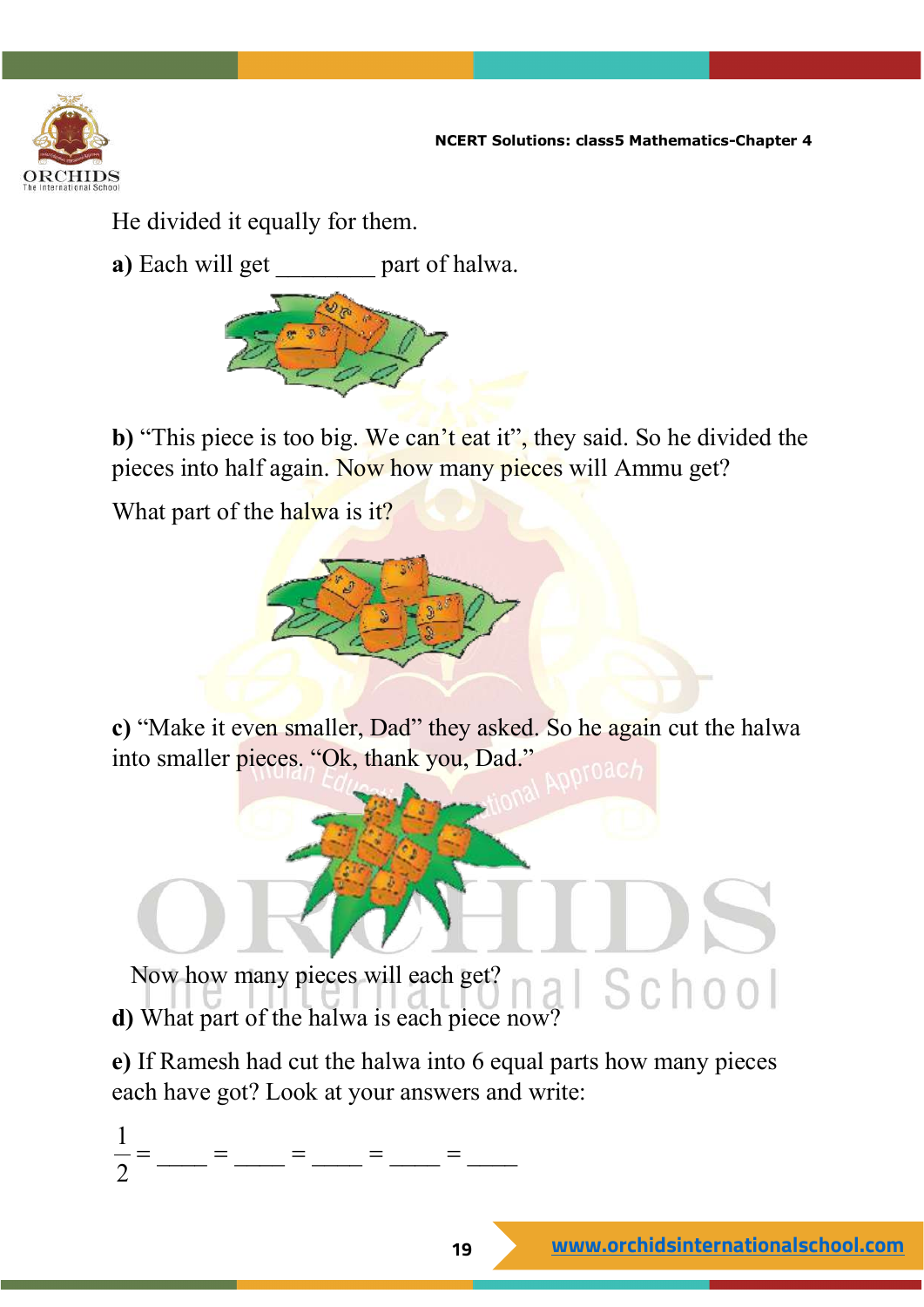He divided it equally for them.

**a)** Each will get ________ part of halwa.

**b)** "This piece is too big. We can't eat it", they said. So he divided the pieces into half again. Now how many pieces will Ammu get?

What part of the halwa is it?

**c)** "Make it even smaller, Dad" they asked. So he again cut the halwa into smaller pieces. "Ok, thank you, Dad."

Now how many pieces will each get?

**d)** What part of the halwa is each piece now?

**e)** If Ramesh had cut the halwa into 6 equal parts how many pieces each have got? Look at your answers and write:

$\frac{1}{2}$ = ____ = ____ = ____ = ____ = ____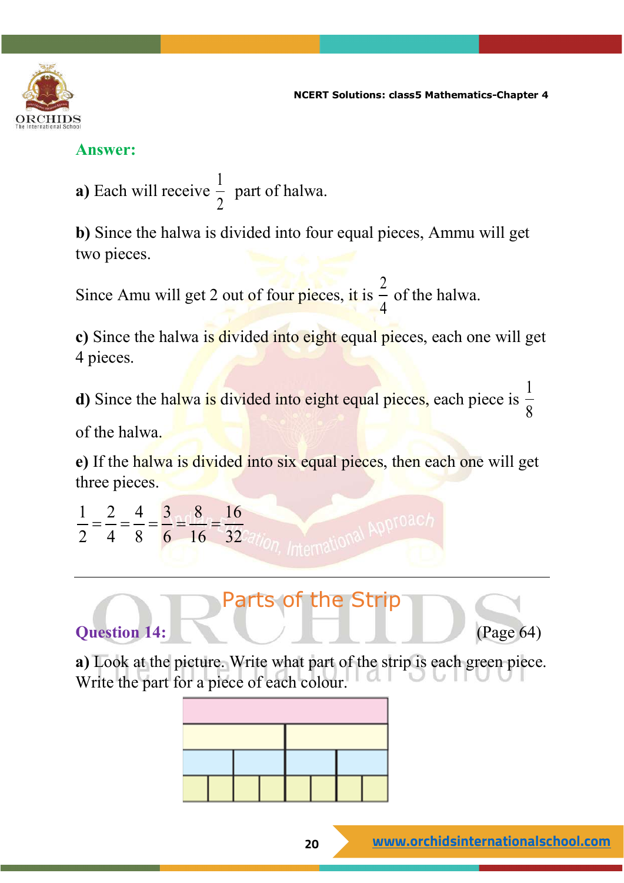**Answer:**

**a)** Each will receive $\frac{1}{2}$ part of halwa.

**b)** Since the halwa is divided into four equal pieces, Ammu will get two pieces.

Since Amu will get 2 out of four pieces, it is $\frac{2}{4}$ of the halwa.

**c)** Since the halwa is divided into eight equal pieces, each one will get 4 pieces.

**d)** Since the halwa is divided into eight equal pieces, each piece is $\frac{1}{8}$ of the halwa.

**e)** If the halwa is divided into six equal pieces, then each one will get three pieces.

$$\frac{1}{2}=\frac{2}{4}=\frac{4}{8}=\frac{3}{6}=\frac{8}{16}=\frac{16}{32}$$

---

## Parts of the Strip

**Question 14:** (Page 64)

**a)** Look at the picture. Write what part of the strip is each green piece. Write the part for a piece of each colour.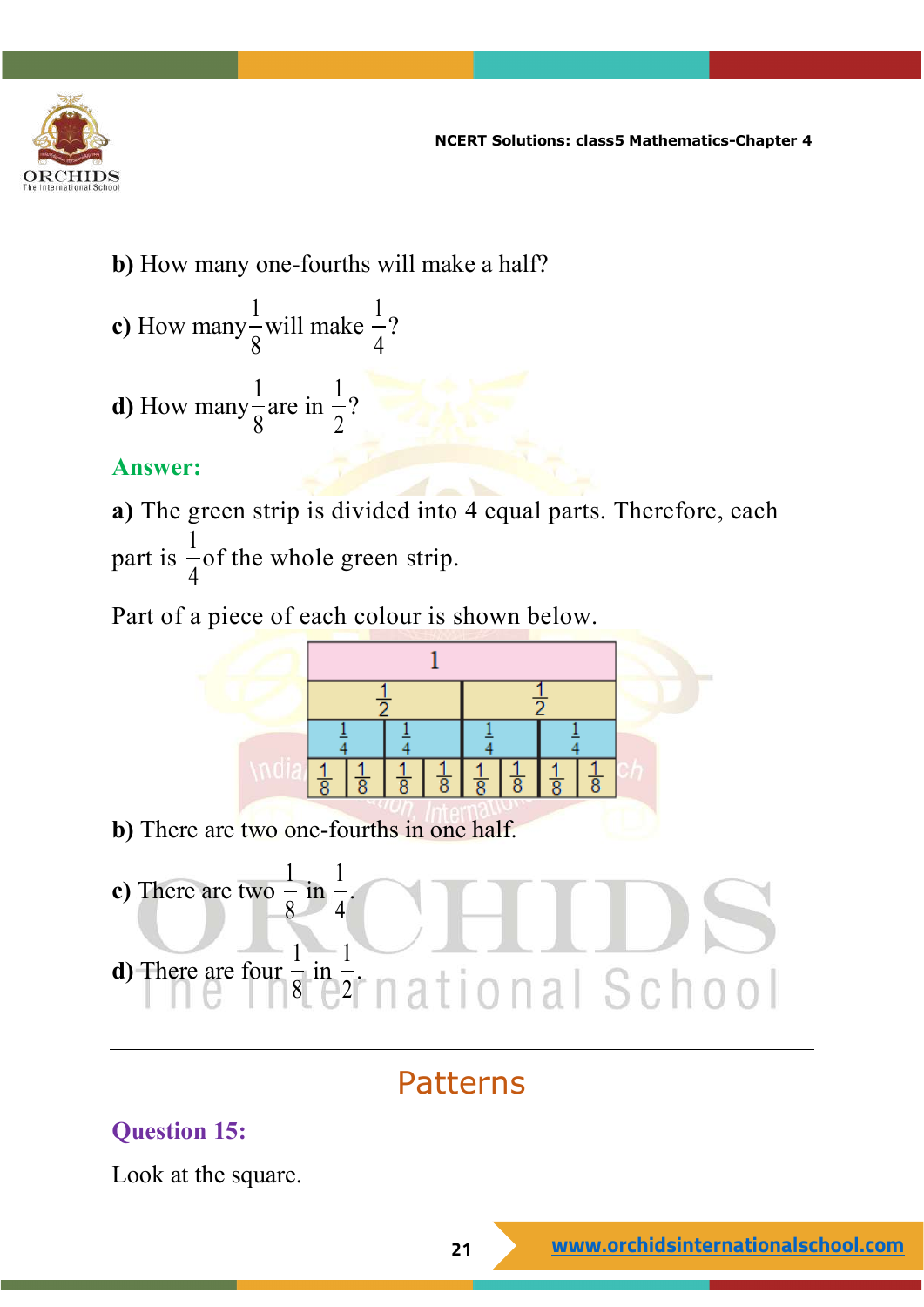**b)** How many one-fourths will make a half?

**c)** How many $\frac{1}{8}$ will make $\frac{1}{4}$?

**d)** How many $\frac{1}{8}$ are in $\frac{1}{2}$?

**Answer:**

**a)** The green strip is divided into 4 equal parts. Therefore, each part is $\frac{1}{4}$ of the whole green strip.

Part of a piece of each colour is shown below.

| 1 | | | | | | | |
|---|---|---|---|---|---|---|---|
| $\frac{1}{2}$ | | | | $\frac{1}{2}$ | | | |
| $\frac{1}{4}$ | | $\frac{1}{4}$ | | $\frac{1}{4}$ | | $\frac{1}{4}$ | |
| $\frac{1}{8}$ | $\frac{1}{8}$ | $\frac{1}{8}$ | $\frac{1}{8}$ | $\frac{1}{8}$ | $\frac{1}{8}$ | $\frac{1}{8}$ | $\frac{1}{8}$ |

**b)** There are two one-fourths in one half.

**c)** There are two $\frac{1}{8}$ in $\frac{1}{4}$.

**d)** There are four $\frac{1}{8}$ in $\frac{1}{2}$.

---

## Patterns

**Question 15:**

Look at the square.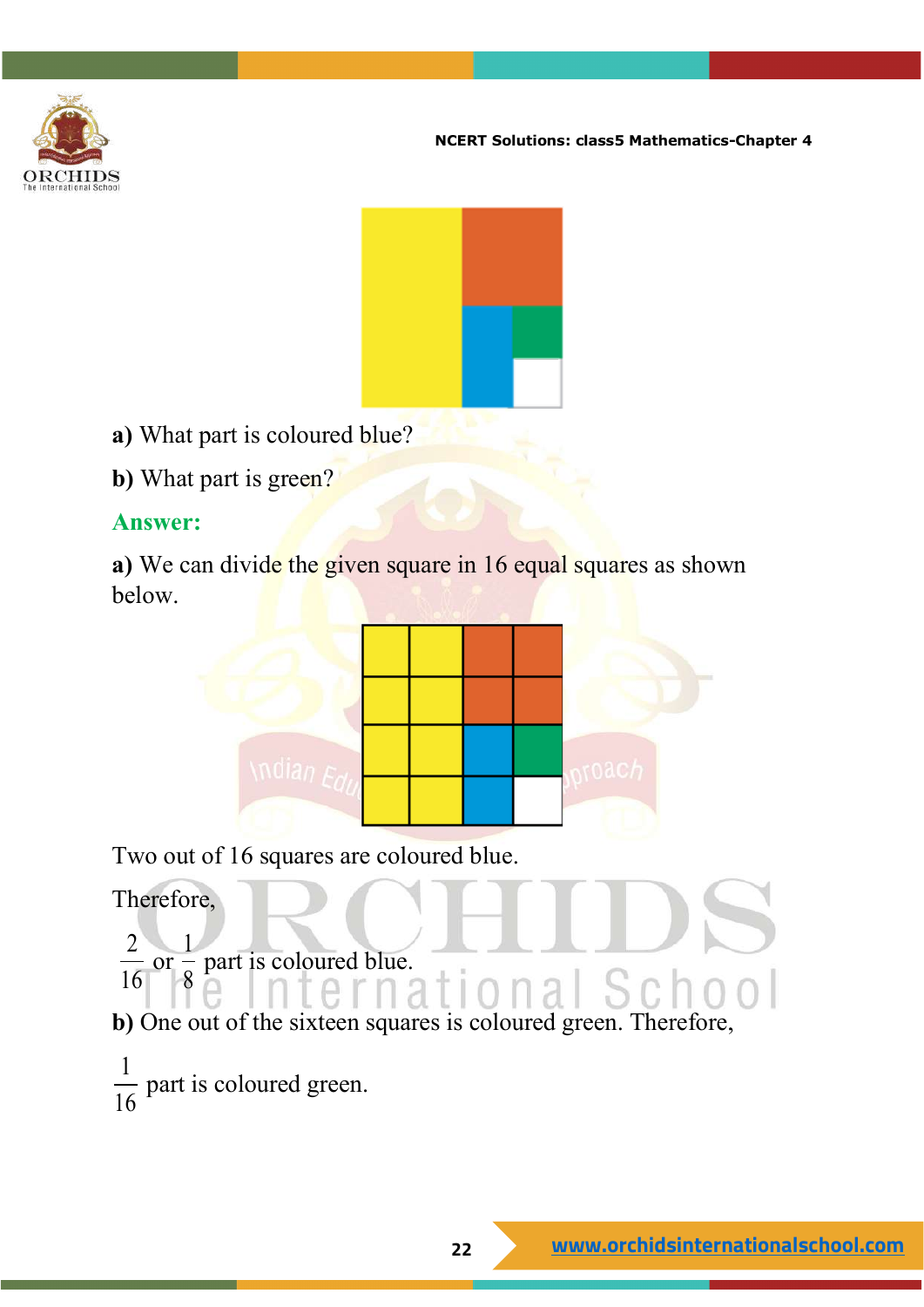**a)** What part is coloured blue?

**b)** What part is green?

**Answer:**

**a)** We can divide the given square in 16 equal squares as shown below.

Two out of 16 squares are coloured blue.

Therefore,

$\frac{2}{16}$ or $\frac{1}{8}$ part is coloured blue.

**b)** One out of the sixteen squares is coloured green. Therefore,

$\frac{1}{16}$ part is coloured green.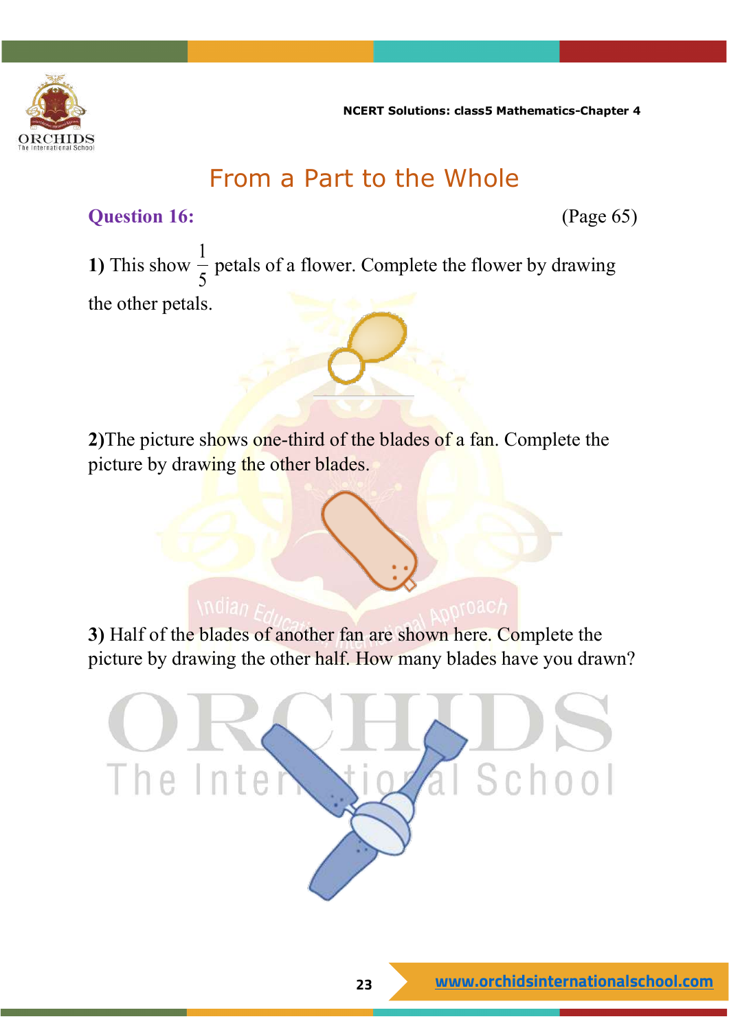# From a Part to the Whole

**Question 16:** (Page 65)

**1)** This show $\frac{1}{5}$ petals of a flower. Complete the flower by drawing the other petals.

**2)**The picture shows one-third of the blades of a fan. Complete the picture by drawing the other blades.

**3)** Half of the blades of another fan are shown here. Complete the picture by drawing the other half. How many blades have you drawn?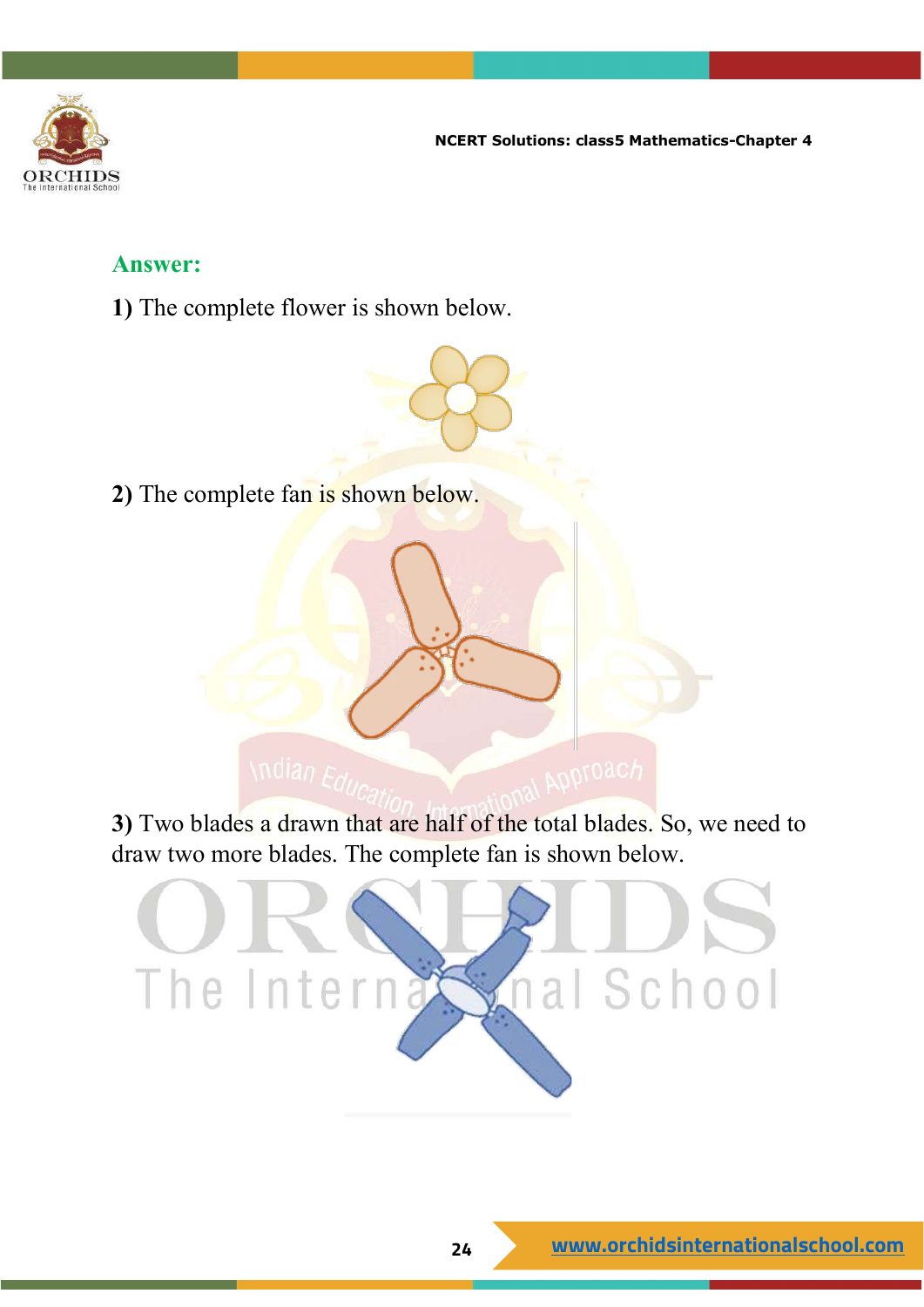**Answer:**

**1)** The complete flower is shown below.

**2)** The complete fan is shown below.

**3)** Two blades a drawn that are half of the total blades. So, we need to draw two more blades. The complete fan is shown below.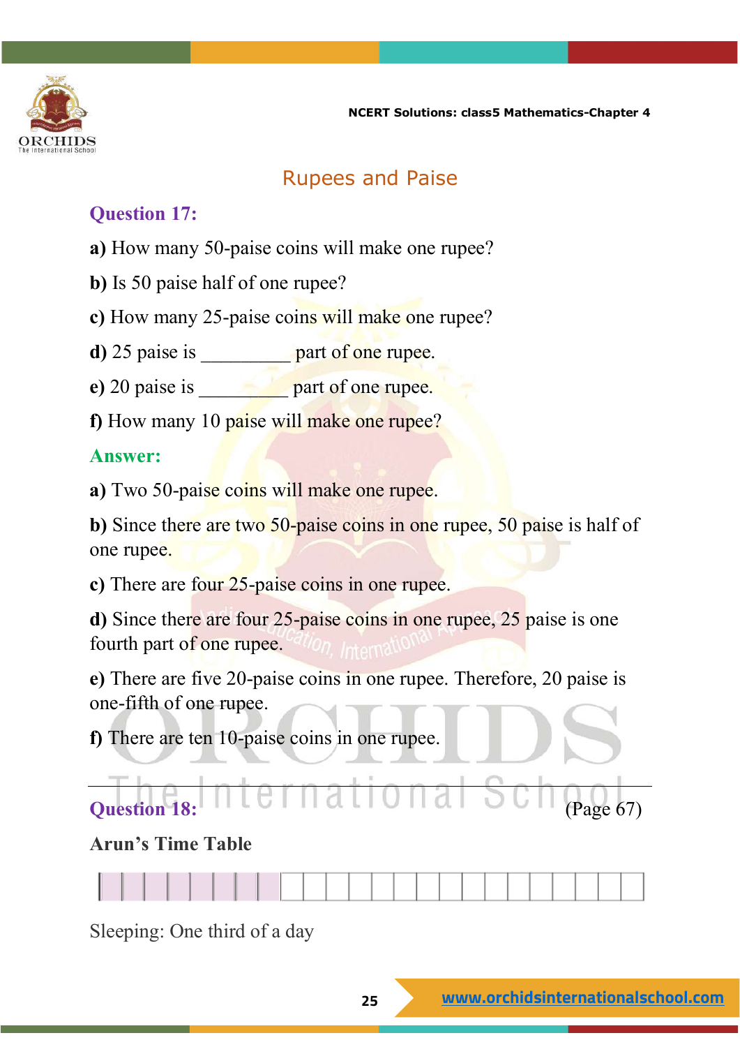## Rupees and Paise

### Question 17:

**a)** How many 50-paise coins will make one rupee?

**b)** Is 50 paise half of one rupee?

**c)** How many 25-paise coins will make one rupee?

**d)** 25 paise is _________ part of one rupee.

**e)** 20 paise is _________ part of one rupee.

**f)** How many 10 paise will make one rupee?

### Answer:

**a)** Two 50-paise coins will make one rupee.

**b)** Since there are two 50-paise coins in one rupee, 50 paise is half of one rupee.

**c)** There are four 25-paise coins in one rupee.

**d)** Since there are four 25-paise coins in one rupee, 25 paise is one fourth part of one rupee.

**e)** There are five 20-paise coins in one rupee. Therefore, 20 paise is one-fifth of one rupee.

**f)** There are ten 10-paise coins in one rupee.

---

### Question 18: (Page 67)

**Arun's Time Table**

Sleeping: One third of a day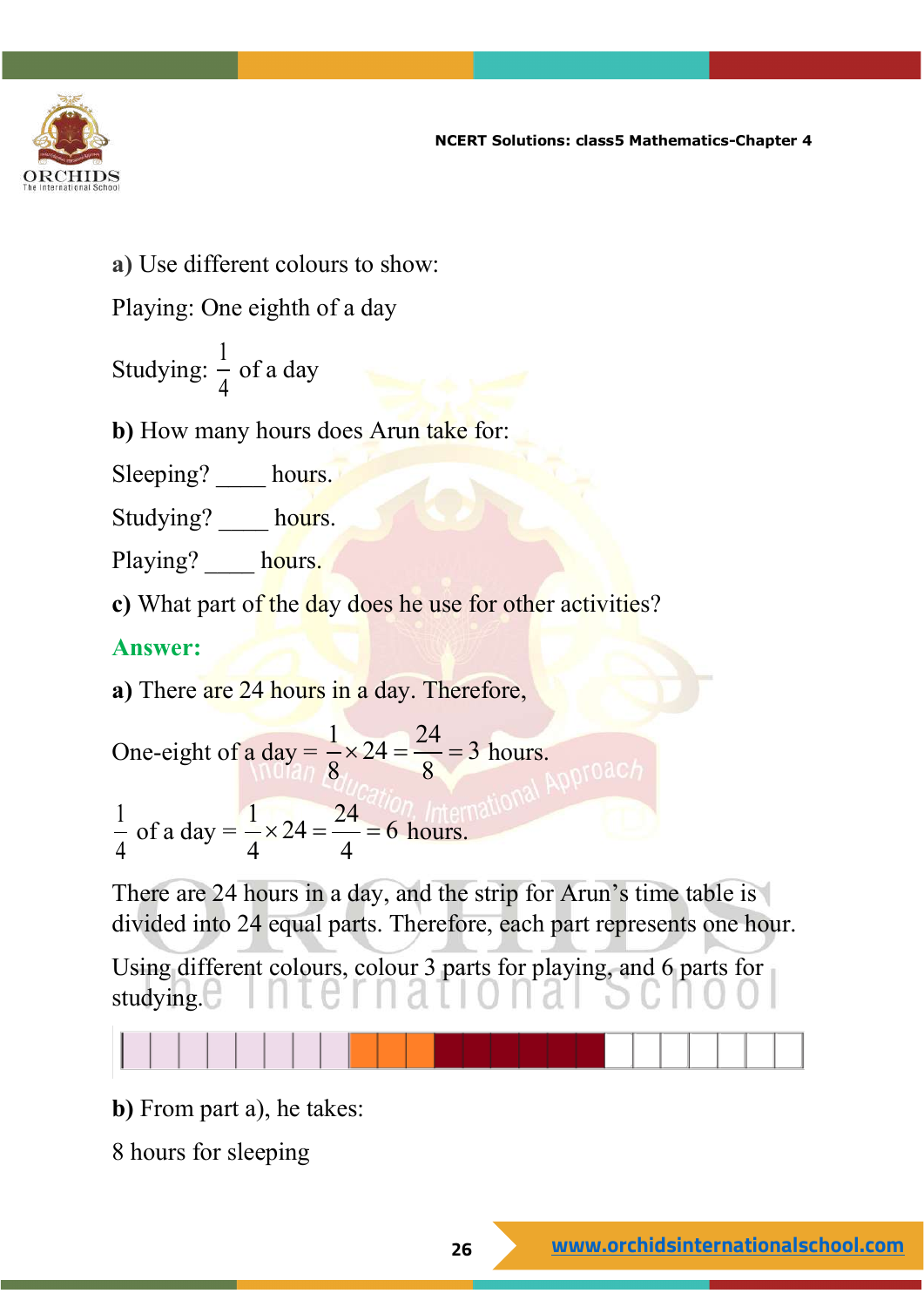**a)** Use different colours to show:

Playing: One eighth of a day

Studying: $\frac{1}{4}$ of a day

**b)** How many hours does Arun take for:

Sleeping? ____ hours.

Studying? ____ hours.

Playing? ____ hours.

**c)** What part of the day does he use for other activities?

**Answer:**

**a)** There are 24 hours in a day. Therefore,

One-eight of a day $= \frac{1}{8} \times 24 = \frac{24}{8} = 3$ hours.

$\frac{1}{4}$ of a day $= \frac{1}{4} \times 24 = \frac{24}{4} = 6$ hours.

There are 24 hours in a day, and the strip for Arun's time table is divided into 24 equal parts. Therefore, each part represents one hour.

Using different colours, colour 3 parts for playing, and 6 parts for studying.

**b)** From part a), he takes:

8 hours for sleeping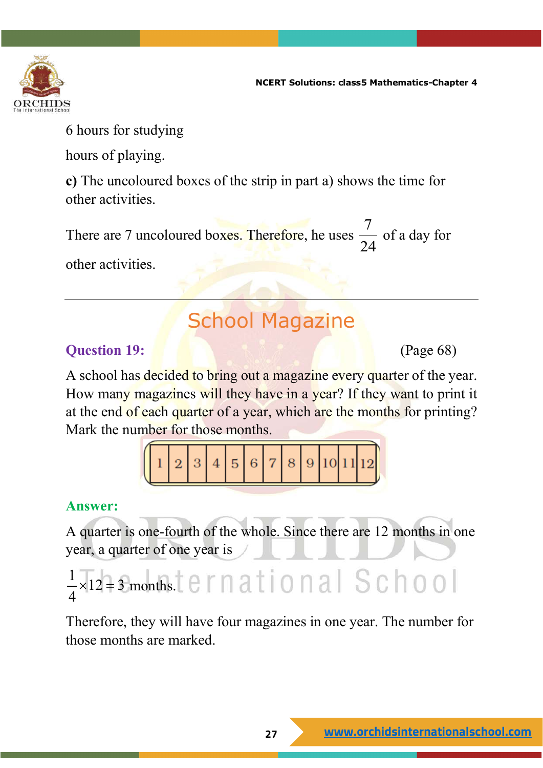6 hours for studying

hours of playing.

**c)** The uncoloured boxes of the strip in part a) shows the time for other activities.

There are 7 uncoloured boxes. Therefore, he uses $\frac{7}{24}$ of a day for other activities.

---

## School Magazine

**Question 19:** (Page 68)

A school has decided to bring out a magazine every quarter of the year. How many magazines will they have in a year? If they want to print it at the end of each quarter of a year, which are the months for printing? Mark the number for those months.

| 1 | 2 | 3 | 4 | 5 | 6 | 7 | 8 | 9 | 10 | 11 | 12 |
|---|---|---|---|---|---|---|---|---|---|---|---|

**Answer:**

A quarter is one-fourth of the whole. Since there are 12 months in one year, a quarter of one year is

$\frac{1}{4} \times 12 = 3$ months.

Therefore, they will have four magazines in one year. The number for those months are marked.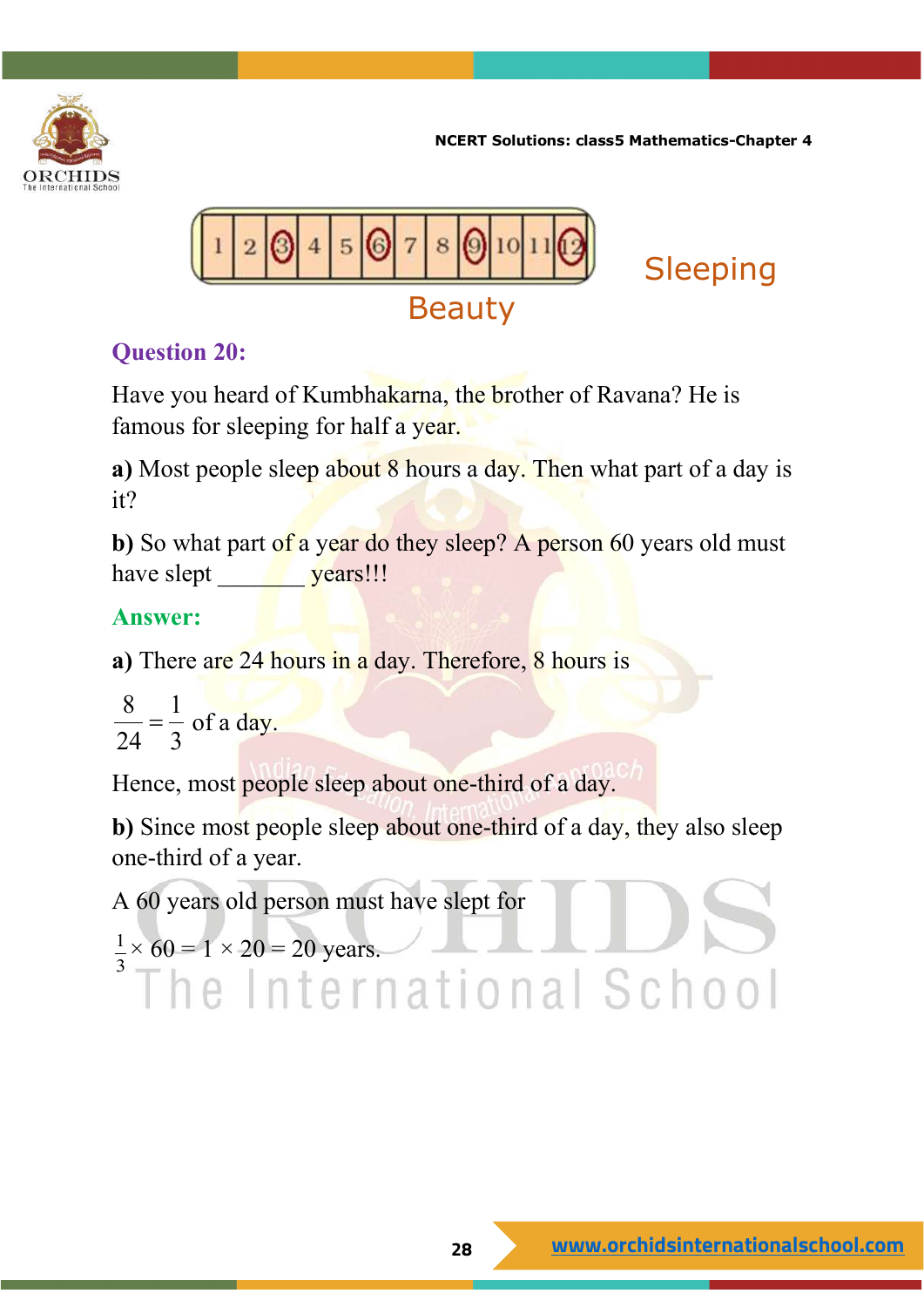| 1 | 2 | 3 | 4 | 5 | 6 | 7 | 8 | 9 | 10 | 11 | 12 |
|---|---|---|---|---|---|---|---|---|---|---|---|

## Sleeping Beauty

### Question 20:

Have you heard of Kumbhakarna, the brother of Ravana? He is famous for sleeping for half a year.

**a)** Most people sleep about 8 hours a day. Then what part of a day is it?

**b)** So what part of a year do they sleep? A person 60 years old must have slept ________ years!!!

### Answer:

**a)** There are 24 hours in a day. Therefore, 8 hours is

$\frac{8}{24} = \frac{1}{3}$ of a day.

Hence, most people sleep about one-third of a day.

**b)** Since most people sleep about one-third of a day, they also sleep one-third of a year.

A 60 years old person must have slept for

$\frac{1}{3} \times 60 = 1 \times 20 = 20$ years.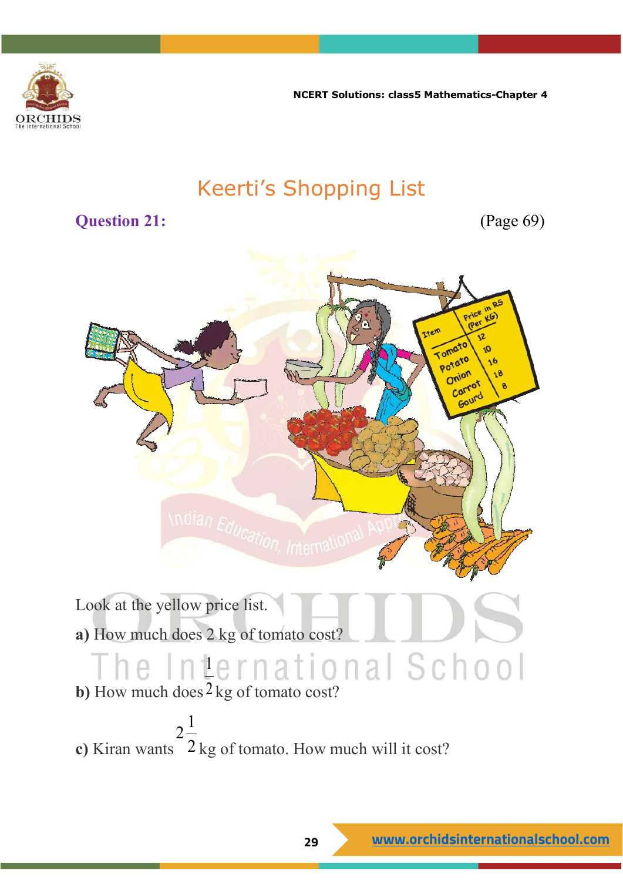# Keerti's Shopping List

**Question 21:** (Page 69)

Look at the yellow price list.

**a)** How much does 2 kg of tomato cost?

**b)** How much does $\frac{1}{2}$ kg of tomato cost?

**c)** Kiran wants $2\frac{1}{2}$ kg of tomato. How much will it cost?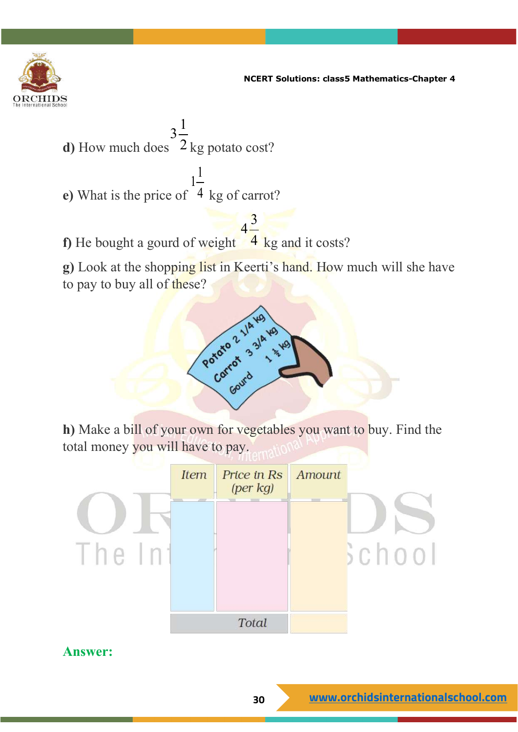**d)** How much does $3\frac{1}{2}$ kg potato cost?

**e)** What is the price of $1\frac{1}{4}$ kg of carrot?

**f)** He bought a gourd of weight $4\frac{3}{4}$ kg and it costs?

**g)** Look at the shopping list in Keerti's hand. How much will she have to pay to buy all of these?

Potato $2\frac{1}{4}$ kg
Carrot $3\frac{3}{4}$ kg
Gourd $1\frac{1}{2}$ kg

**h)** Make a bill of your own for vegetables you want to buy. Find the total money you will have to pay.

| Item | Price in Rs (per kg) | Amount |
|---|---|---|
| | | |
| | Total | |

**Answer:**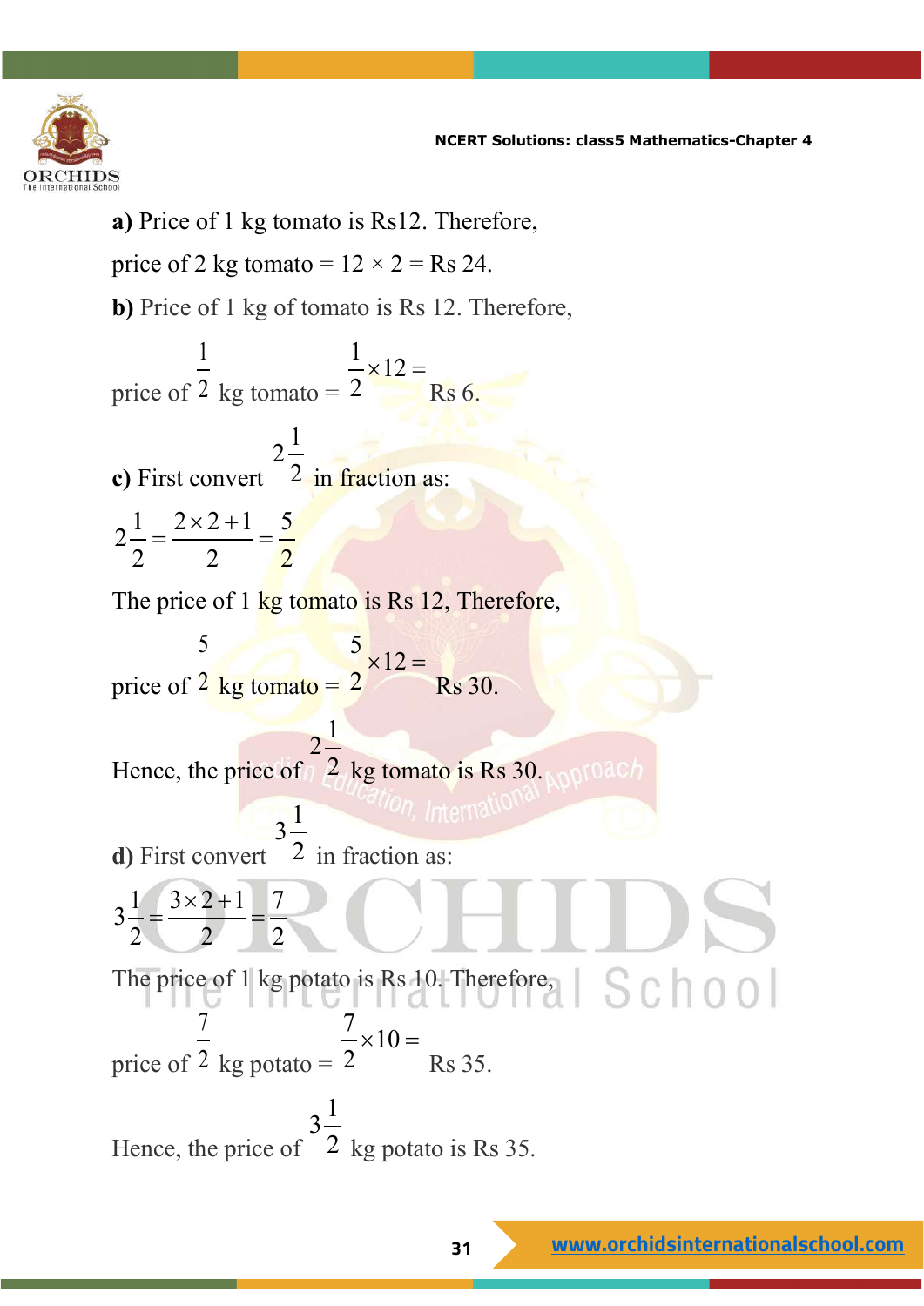**a)** Price of 1 kg tomato is Rs12. Therefore,

price of 2 kg tomato = 12 × 2 = Rs 24.

**b)** Price of 1 kg of tomato is Rs 12. Therefore,

price of $\frac{1}{2}$ kg tomato = $\frac{1}{2} \times 12 =$ Rs 6.

**c)** First convert $2\frac{1}{2}$ in fraction as:

$$2\frac{1}{2} = \frac{2 \times 2 + 1}{2} = \frac{5}{2}$$

The price of 1 kg tomato is Rs 12, Therefore,

price of $\frac{5}{2}$ kg tomato = $\frac{5}{2} \times 12 =$ Rs 30.

Hence, the price of $2\frac{1}{2}$ kg tomato is Rs 30.

**d)** First convert $3\frac{1}{2}$ in fraction as:

$$3\frac{1}{2} = \frac{3 \times 2 + 1}{2} = \frac{7}{2}$$

The price of 1 kg potato is Rs 10. Therefore,

price of $\frac{7}{2}$ kg potato = $\frac{7}{2} \times 10 =$ Rs 35.

Hence, the price of $3\frac{1}{2}$ kg potato is Rs 35.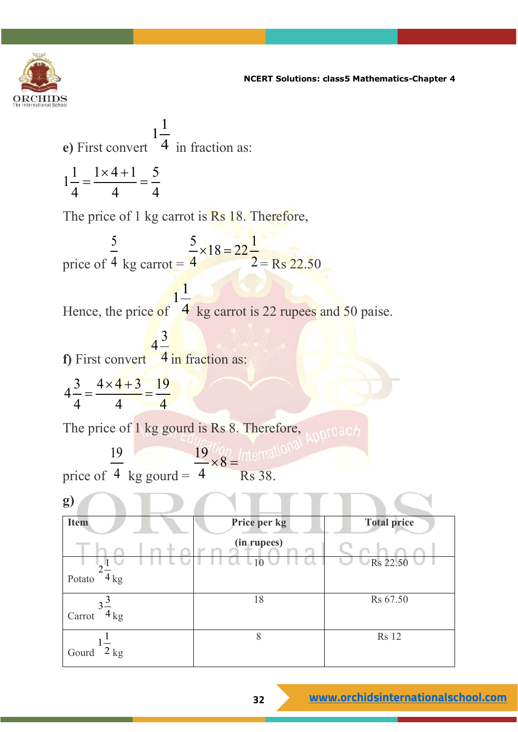**e)** First convert $1\frac{1}{4}$ in fraction as:

$$1\frac{1}{4} = \frac{1\times4+1}{4} = \frac{5}{4}$$

The price of 1 kg carrot is Rs 18. Therefore,

price of $\frac{5}{4}$ kg carrot = $\frac{5}{4}\times18 = 22\frac{1}{2}$ = Rs 22.50

Hence, the price of $1\frac{1}{4}$ kg carrot is 22 rupees and 50 paise.

**f)** First convert $4\frac{3}{4}$ in fraction as:

$$4\frac{3}{4} = \frac{4\times4+3}{4} = \frac{19}{4}$$

The price of 1 kg gourd is Rs 8. Therefore,

price of $\frac{19}{4}$ kg gourd = $\frac{19}{4}\times8 =$ Rs 38.

**g)**

| **Item** | **Price per kg (in rupees)** | **Total price** |
|---|---|---|
| Potato $2\frac{1}{4}$ kg | 10 | Rs 22.50 |
| Carrot $3\frac{3}{4}$ kg | 18 | Rs 67.50 |
| Gourd $1\frac{1}{2}$ kg | 8 | Rs 12 |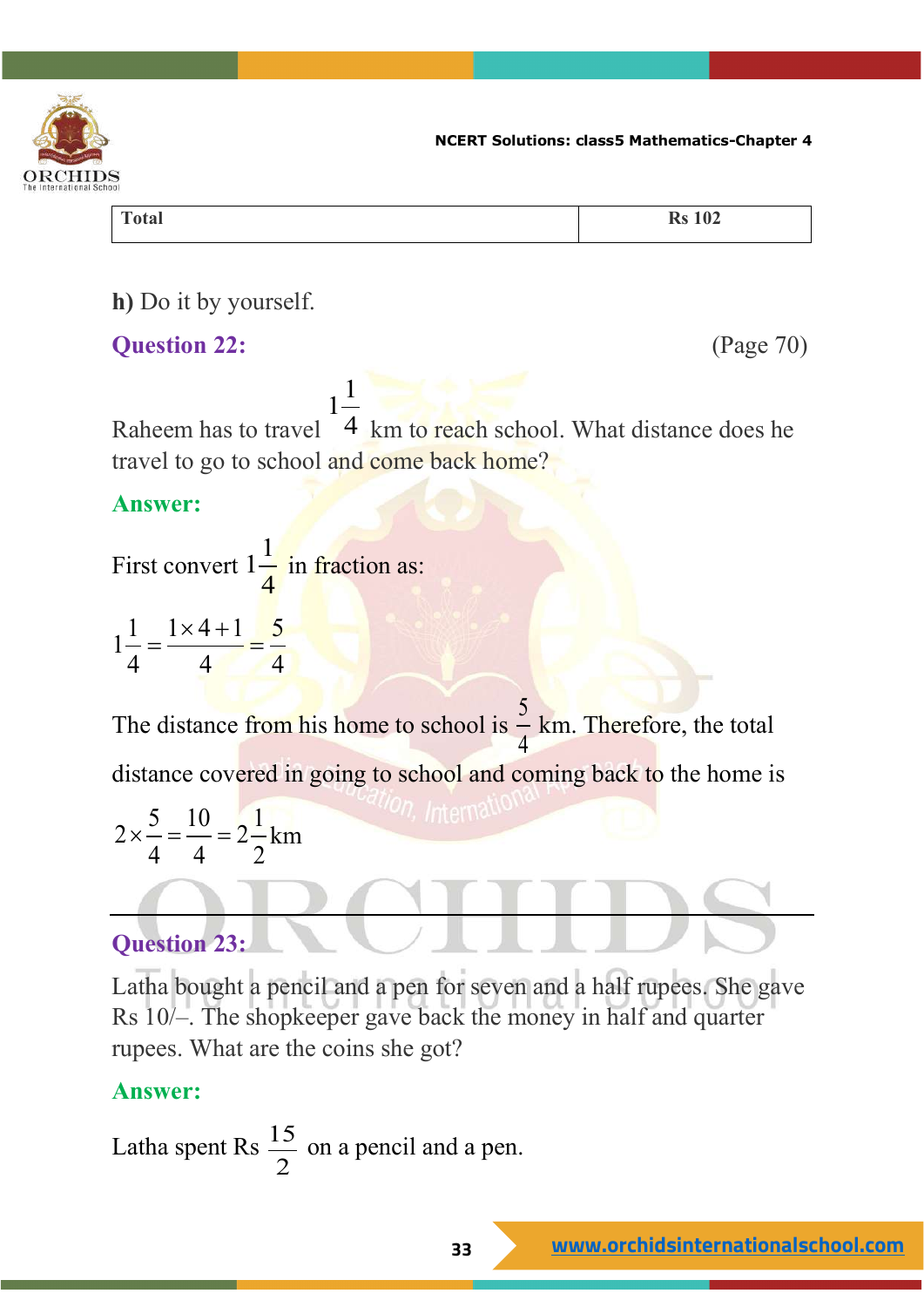| Total | Rs 102 |
|---|---|

**h)** Do it by yourself.

## Question 22:

(Page 70)

Raheem has to travel $1\frac{1}{4}$ km to reach school. What distance does he travel to go to school and come back home?

### Answer:

First convert $1\frac{1}{4}$ in fraction as:

$$1\frac{1}{4} = \frac{1 \times 4 + 1}{4} = \frac{5}{4}$$

The distance from his home to school is $\frac{5}{4}$ km. Therefore, the total distance covered in going to school and coming back to the home is

$$2 \times \frac{5}{4} = \frac{10}{4} = 2\frac{1}{2}\text{km}$$

---

## Question 23:

Latha bought a pencil and a pen for seven and a half rupees. She gave Rs 10/–. The shopkeeper gave back the money in half and quarter rupees. What are the coins she got?

### Answer:

Latha spent Rs $\frac{15}{2}$ on a pencil and a pen.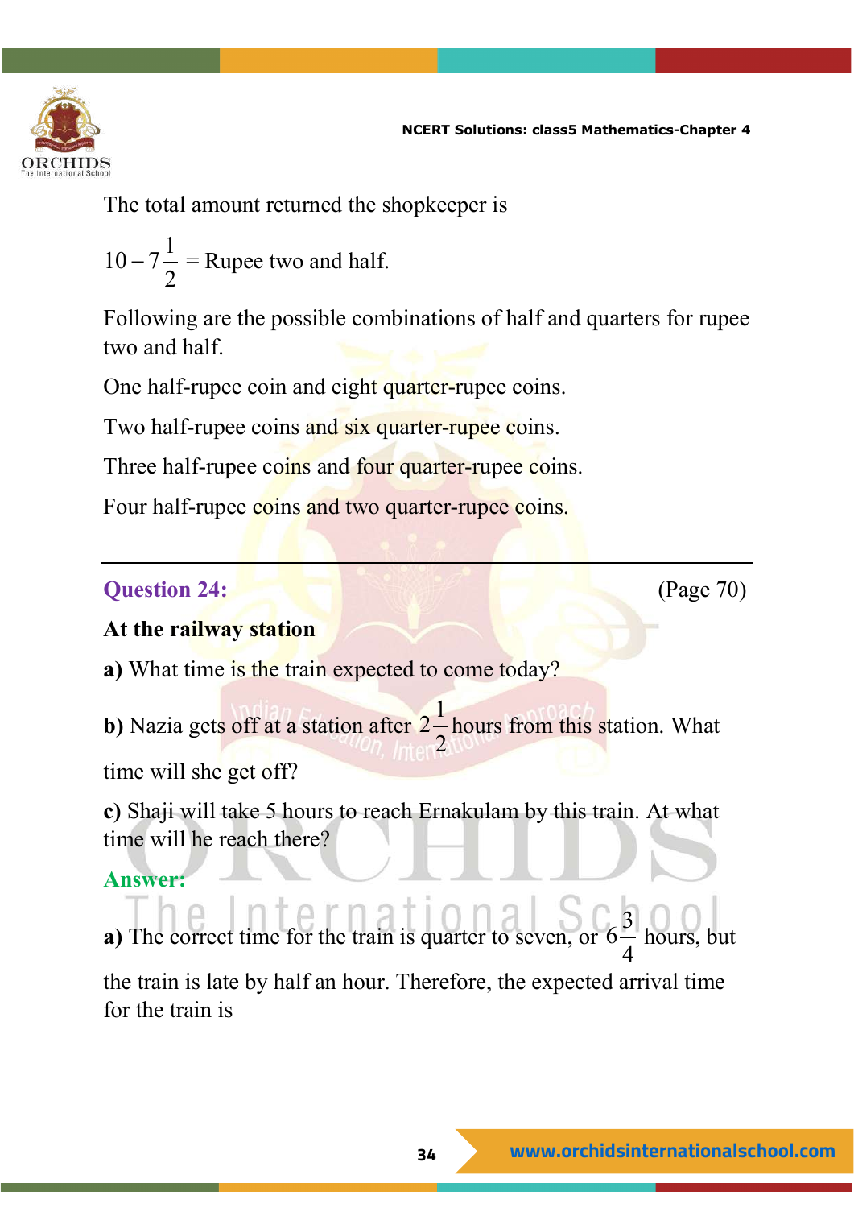The total amount returned the shopkeeper is

$10 - 7\frac{1}{2}$ = Rupee two and half.

Following are the possible combinations of half and quarters for rupee two and half.

One half-rupee coin and eight quarter-rupee coins.

Two half-rupee coins and six quarter-rupee coins.

Three half-rupee coins and four quarter-rupee coins.

Four half-rupee coins and two quarter-rupee coins.

---

**Question 24:** (Page 70)

**At the railway station**

**a)** What time is the train expected to come today?

**b)** Nazia gets off at a station after $2\frac{1}{2}$ hours from this station. What time will she get off?

**c)** Shaji will take 5 hours to reach Ernakulam by this train. At what time will he reach there?

**Answer:**

**a)** The correct time for the train is quarter to seven, or $6\frac{3}{4}$ hours, but the train is late by half an hour. Therefore, the expected arrival time for the train is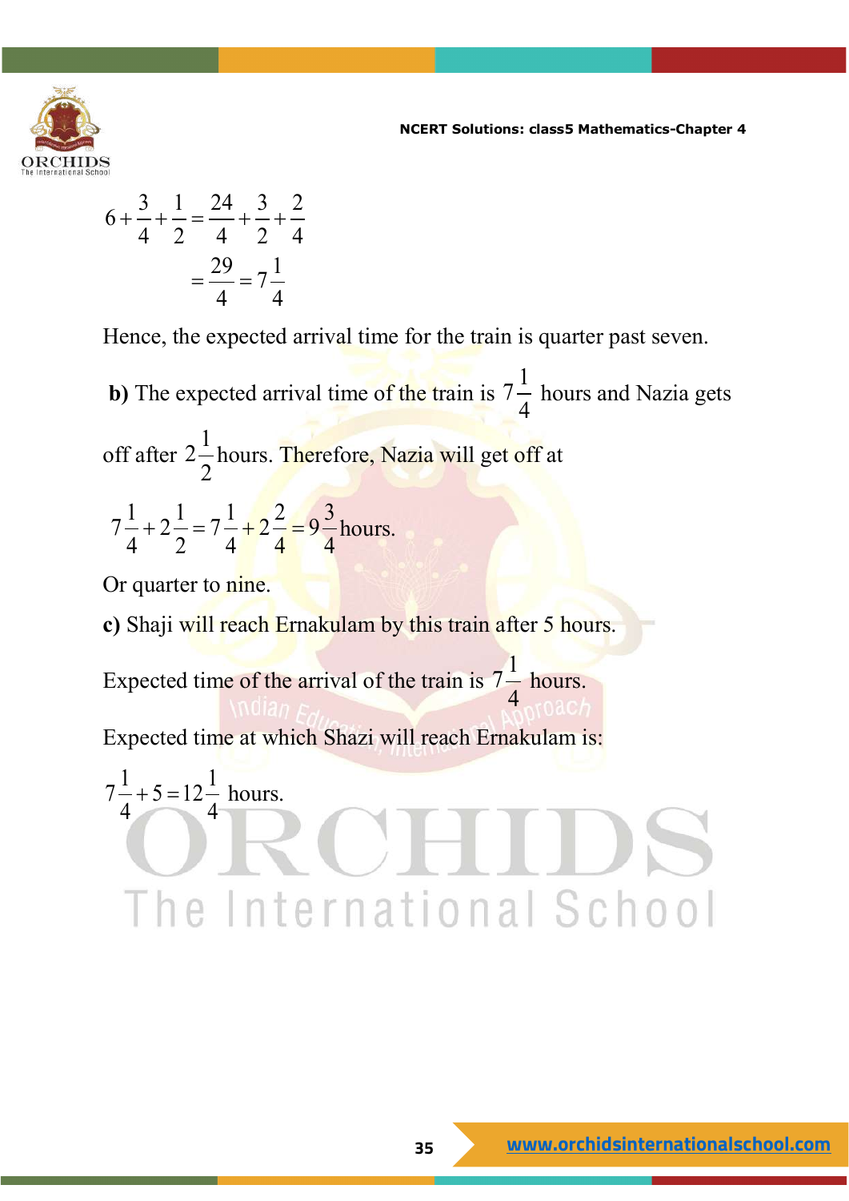$$6+\frac{3}{4}+\frac{1}{2}=\frac{24}{4}+\frac{3}{2}+\frac{2}{4}$$

$$=\frac{29}{4}=7\frac{1}{4}$$

Hence, the expected arrival time for the train is quarter past seven.

**b)** The expected arrival time of the train is $7\frac{1}{4}$ hours and Nazia gets off after $2\frac{1}{2}$ hours. Therefore, Nazia will get off at

$7\frac{1}{4}+2\frac{1}{2}=7\frac{1}{4}+2\frac{2}{4}=9\frac{3}{4}$ hours.

Or quarter to nine.

**c)** Shaji will reach Ernakulam by this train after 5 hours.

Expected time of the arrival of the train is $7\frac{1}{4}$ hours.

Expected time at which Shazi will reach Ernakulam is:

$7\frac{1}{4}+5=12\frac{1}{4}$ hours.